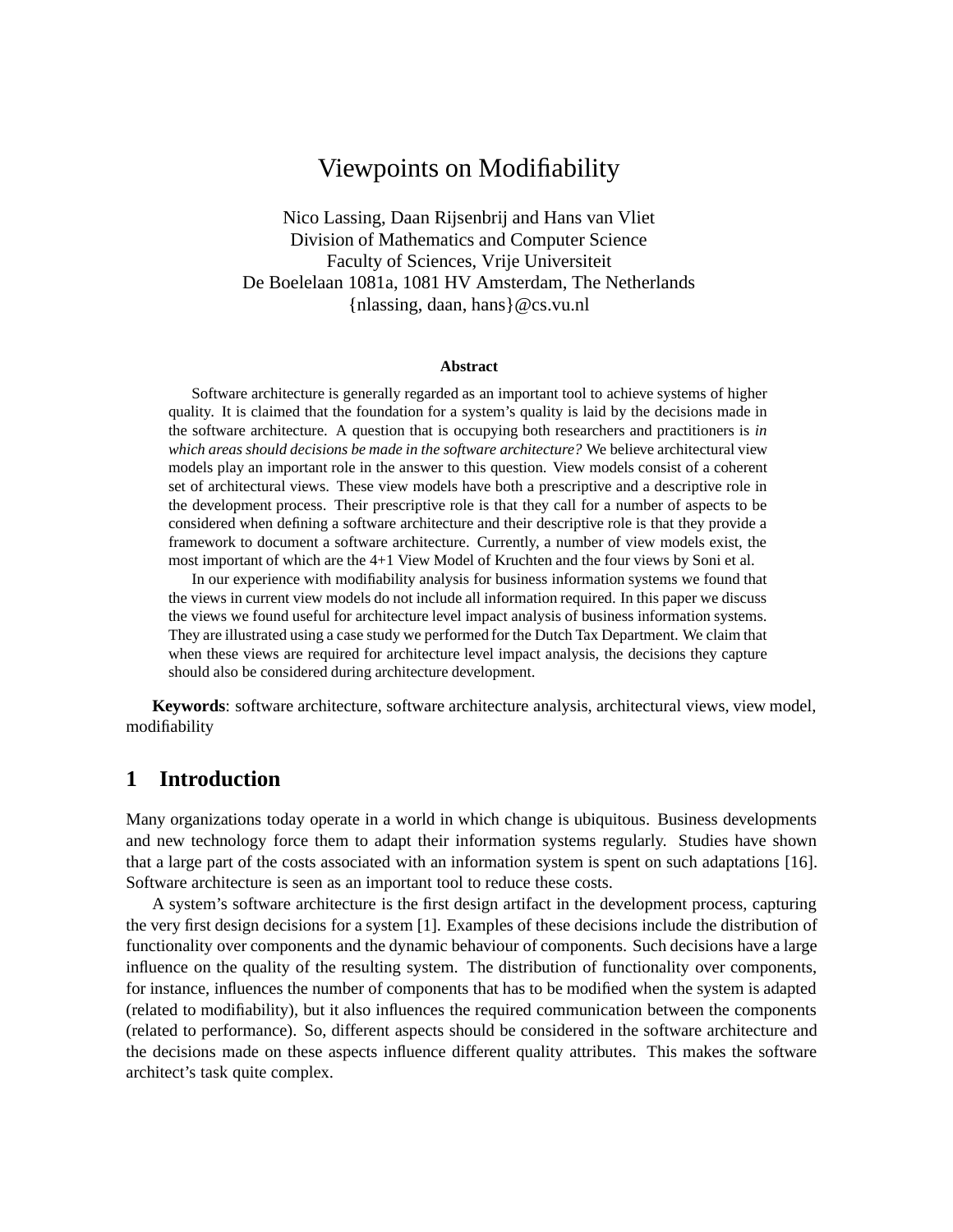# Viewpoints on Modifiability

Nico Lassing, Daan Rijsenbrij and Hans van Vliet
Division of Mathematics and Computer Science
Faculty of Sciences, Vrije Universiteit
De Boelelaan 1081a, 1081 HV Amsterdam, The Netherlands
{nlassing, daan, hans}@cs.vu.nl

### Abstract

Software architecture is generally regarded as an important tool to achieve systems of higher quality. It is claimed that the foundation for a system's quality is laid by the decisions made in the software architecture. A question that is occupying both researchers and practitioners is *in which areas should decisions be made in the software architecture?* We believe architectural view models play an important role in the answer to this question. View models consist of a coherent set of architectural views. These view models have both a prescriptive and a descriptive role in the development process. Their prescriptive role is that they call for a number of aspects to be considered when defining a software architecture and their descriptive role is that they provide a framework to document a software architecture. Currently, a number of view models exist, the most important of which are the 4+1 View Model of Kruchten and the four views by Soni et al.

In our experience with modifiability analysis for business information systems we found that the views in current view models do not include all information required. In this paper we discuss the views we found useful for architecture level impact analysis of business information systems. They are illustrated using a case study we performed for the Dutch Tax Department. We claim that when these views are required for architecture level impact analysis, the decisions they capture should also be considered during architecture development.

**Keywords**: software architecture, software architecture analysis, architectural views, view model, modifiability

## 1 Introduction

Many organizations today operate in a world in which change is ubiquitous. Business developments and new technology force them to adapt their information systems regularly. Studies have shown that a large part of the costs associated with an information system is spent on such adaptations [16]. Software architecture is seen as an important tool to reduce these costs.

A system's software architecture is the first design artifact in the development process, capturing the very first design decisions for a system [1]. Examples of these decisions include the distribution of functionality over components and the dynamic behaviour of components. Such decisions have a large influence on the quality of the resulting system. The distribution of functionality over components, for instance, influences the number of components that has to be modified when the system is adapted (related to modifiability), but it also influences the required communication between the components (related to performance). So, different aspects should be considered in the software architecture and the decisions made on these aspects influence different quality attributes. This makes the software architect's task quite complex.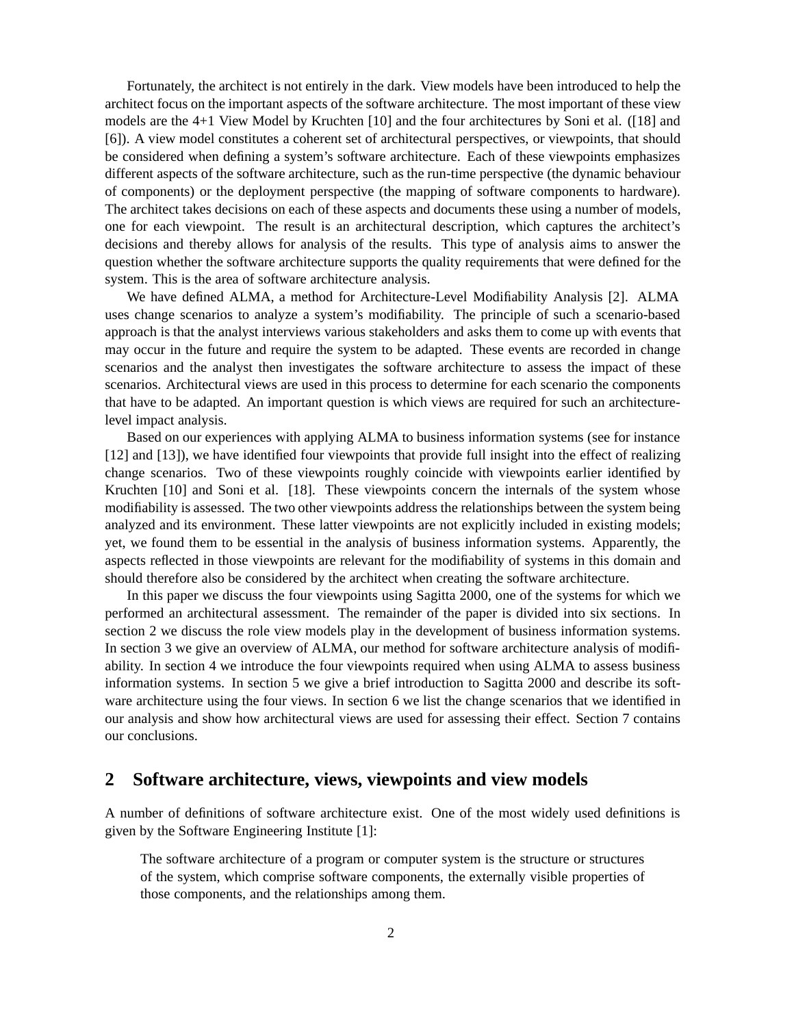Fortunately, the architect is not entirely in the dark. View models have been introduced to help the architect focus on the important aspects of the software architecture. The most important of these view models are the 4+1 View Model by Kruchten [10] and the four architectures by Soni et al. ([18] and [6]). A view model constitutes a coherent set of architectural perspectives, or viewpoints, that should be considered when defining a system's software architecture. Each of these viewpoints emphasizes different aspects of the software architecture, such as the run-time perspective (the dynamic behaviour of components) or the deployment perspective (the mapping of software components to hardware). The architect takes decisions on each of these aspects and documents these using a number of models, one for each viewpoint. The result is an architectural description, which captures the architect's decisions and thereby allows for analysis of the results. This type of analysis aims to answer the question whether the software architecture supports the quality requirements that were defined for the system. This is the area of software architecture analysis.

We have defined ALMA, a method for Architecture-Level Modifiability Analysis [2]. ALMA uses change scenarios to analyze a system's modifiability. The principle of such a scenario-based approach is that the analyst interviews various stakeholders and asks them to come up with events that may occur in the future and require the system to be adapted. These events are recorded in change scenarios and the analyst then investigates the software architecture to assess the impact of these scenarios. Architectural views are used in this process to determine for each scenario the components that have to be adapted. An important question is which views are required for such an architecture-level impact analysis.

Based on our experiences with applying ALMA to business information systems (see for instance [12] and [13]), we have identified four viewpoints that provide full insight into the effect of realizing change scenarios. Two of these viewpoints roughly coincide with viewpoints earlier identified by Kruchten [10] and Soni et al. [18]. These viewpoints concern the internals of the system whose modifiability is assessed. The two other viewpoints address the relationships between the system being analyzed and its environment. These latter viewpoints are not explicitly included in existing models; yet, we found them to be essential in the analysis of business information systems. Apparently, the aspects reflected in those viewpoints are relevant for the modifiability of systems in this domain and should therefore also be considered by the architect when creating the software architecture.

In this paper we discuss the four viewpoints using Sagitta 2000, one of the systems for which we performed an architectural assessment. The remainder of the paper is divided into six sections. In section 2 we discuss the role view models play in the development of business information systems. In section 3 we give an overview of ALMA, our method for software architecture analysis of modifiability. In section 4 we introduce the four viewpoints required when using ALMA to assess business information systems. In section 5 we give a brief introduction to Sagitta 2000 and describe its software architecture using the four views. In section 6 we list the change scenarios that we identified in our analysis and show how architectural views are used for assessing their effect. Section 7 contains our conclusions.

## 2 Software architecture, views, viewpoints and view models

A number of definitions of software architecture exist. One of the most widely used definitions is given by the Software Engineering Institute [1]:

> The software architecture of a program or computer system is the structure or structures of the system, which comprise software components, the externally visible properties of those components, and the relationships among them.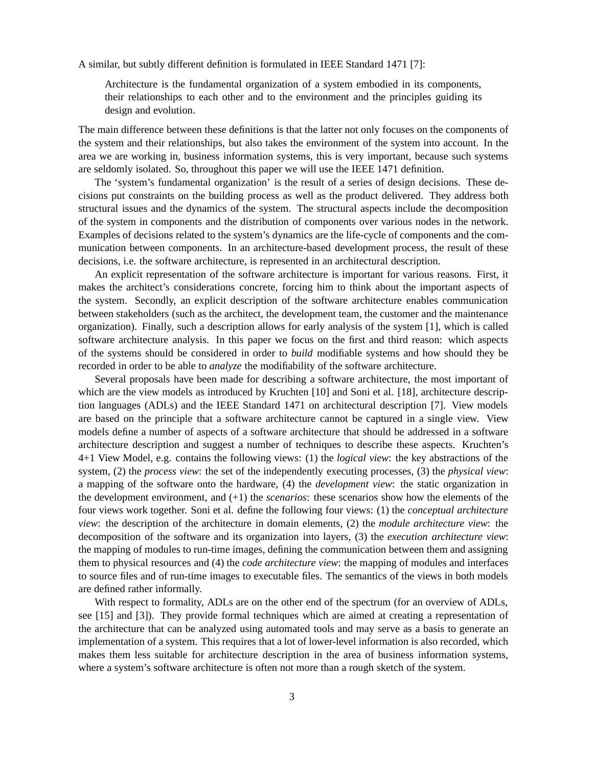A similar, but subtly different definition is formulated in IEEE Standard 1471 [7]:

> Architecture is the fundamental organization of a system embodied in its components, their relationships to each other and to the environment and the principles guiding its design and evolution.

The main difference between these definitions is that the latter not only focuses on the components of the system and their relationships, but also takes the environment of the system into account. In the area we are working in, business information systems, this is very important, because such systems are seldomly isolated. So, throughout this paper we will use the IEEE 1471 definition.

The 'system's fundamental organization' is the result of a series of design decisions. These decisions put constraints on the building process as well as the product delivered. They address both structural issues and the dynamics of the system. The structural aspects include the decomposition of the system in components and the distribution of components over various nodes in the network. Examples of decisions related to the system's dynamics are the life-cycle of components and the communication between components. In an architecture-based development process, the result of these decisions, i.e. the software architecture, is represented in an architectural description.

An explicit representation of the software architecture is important for various reasons. First, it makes the architect's considerations concrete, forcing him to think about the important aspects of the system. Secondly, an explicit description of the software architecture enables communication between stakeholders (such as the architect, the development team, the customer and the maintenance organization). Finally, such a description allows for early analysis of the system [1], which is called software architecture analysis. In this paper we focus on the first and third reason: which aspects of the systems should be considered in order to *build* modifiable systems and how should they be recorded in order to be able to *analyze* the modifiability of the software architecture.

Several proposals have been made for describing a software architecture, the most important of which are the view models as introduced by Kruchten [10] and Soni et al. [18], architecture description languages (ADLs) and the IEEE Standard 1471 on architectural description [7]. View models are based on the principle that a software architecture cannot be captured in a single view. View models define a number of aspects of a software architecture that should be addressed in a software architecture description and suggest a number of techniques to describe these aspects. Kruchten's 4+1 View Model, e.g. contains the following views: (1) the *logical view*: the key abstractions of the system, (2) the *process view*: the set of the independently executing processes, (3) the *physical view*: a mapping of the software onto the hardware, (4) the *development view*: the static organization in the development environment, and (+1) the *scenarios*: these scenarios show how the elements of the four views work together. Soni et al. define the following four views: (1) the *conceptual architecture view*: the description of the architecture in domain elements, (2) the *module architecture view*: the decomposition of the software and its organization into layers, (3) the *execution architecture view*: the mapping of modules to run-time images, defining the communication between them and assigning them to physical resources and (4) the *code architecture view*: the mapping of modules and interfaces to source files and of run-time images to executable files. The semantics of the views in both models are defined rather informally.

With respect to formality, ADLs are on the other end of the spectrum (for an overview of ADLs, see [15] and [3]). They provide formal techniques which are aimed at creating a representation of the architecture that can be analyzed using automated tools and may serve as a basis to generate an implementation of a system. This requires that a lot of lower-level information is also recorded, which makes them less suitable for architecture description in the area of business information systems, where a system's software architecture is often not more than a rough sketch of the system.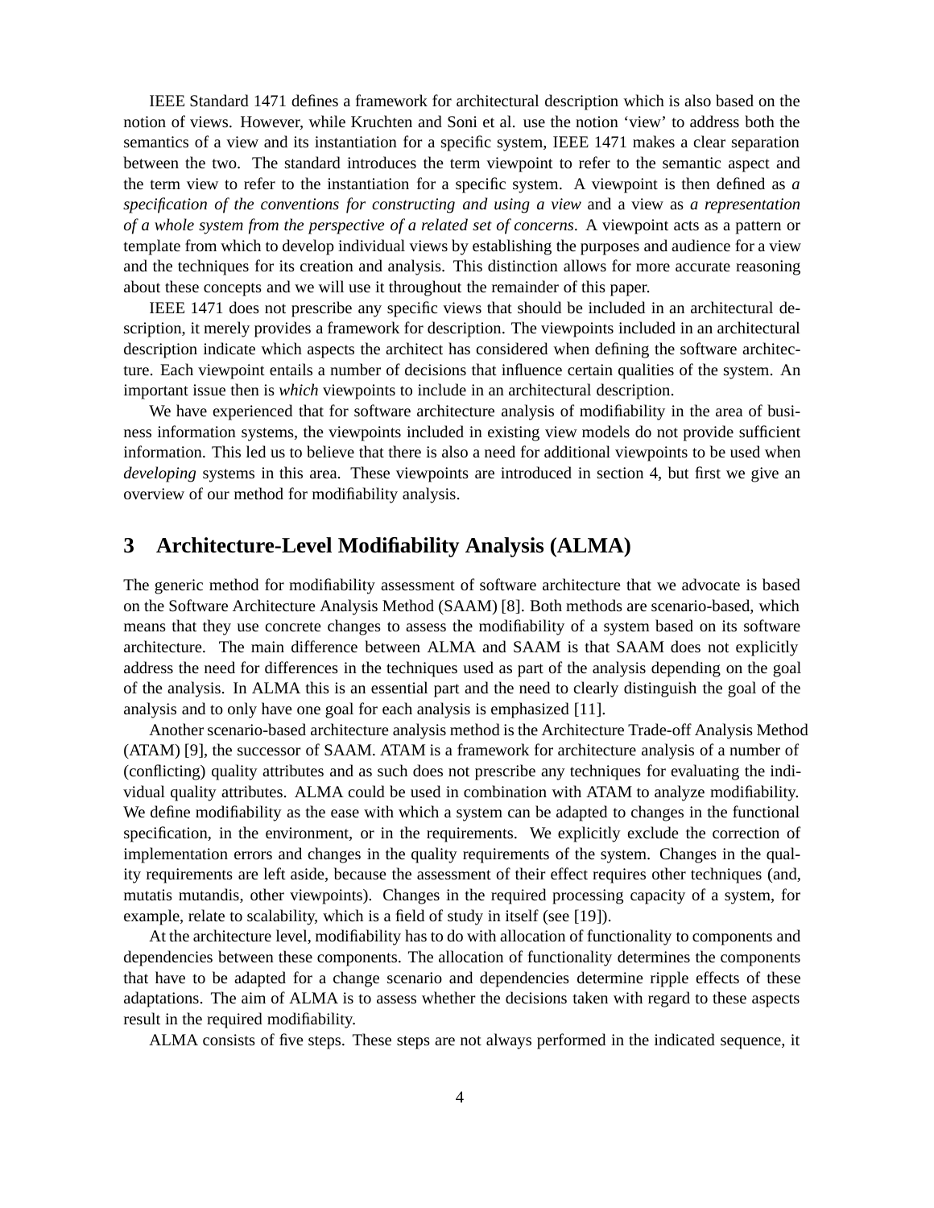IEEE Standard 1471 defines a framework for architectural description which is also based on the notion of views. However, while Kruchten and Soni et al. use the notion 'view' to address both the semantics of a view and its instantiation for a specific system, IEEE 1471 makes a clear separation between the two. The standard introduces the term viewpoint to refer to the semantic aspect and the term view to refer to the instantiation for a specific system. A viewpoint is then defined as *a specification of the conventions for constructing and using a view* and a view as *a representation of a whole system from the perspective of a related set of concerns*. A viewpoint acts as a pattern or template from which to develop individual views by establishing the purposes and audience for a view and the techniques for its creation and analysis. This distinction allows for more accurate reasoning about these concepts and we will use it throughout the remainder of this paper.

IEEE 1471 does not prescribe any specific views that should be included in an architectural description, it merely provides a framework for description. The viewpoints included in an architectural description indicate which aspects the architect has considered when defining the software architecture. Each viewpoint entails a number of decisions that influence certain qualities of the system. An important issue then is *which* viewpoints to include in an architectural description.

We have experienced that for software architecture analysis of modifiability in the area of business information systems, the viewpoints included in existing view models do not provide sufficient information. This led us to believe that there is also a need for additional viewpoints to be used when *developing* systems in this area. These viewpoints are introduced in section 4, but first we give an overview of our method for modifiability analysis.

## 3 Architecture-Level Modifiability Analysis (ALMA)

The generic method for modifiability assessment of software architecture that we advocate is based on the Software Architecture Analysis Method (SAAM) [8]. Both methods are scenario-based, which means that they use concrete changes to assess the modifiability of a system based on its software architecture. The main difference between ALMA and SAAM is that SAAM does not explicitly address the need for differences in the techniques used as part of the analysis depending on the goal of the analysis. In ALMA this is an essential part and the need to clearly distinguish the goal of the analysis and to only have one goal for each analysis is emphasized [11].

Another scenario-based architecture analysis method is the Architecture Trade-off Analysis Method (ATAM) [9], the successor of SAAM. ATAM is a framework for architecture analysis of a number of (conflicting) quality attributes and as such does not prescribe any techniques for evaluating the individual quality attributes. ALMA could be used in combination with ATAM to analyze modifiability. We define modifiability as the ease with which a system can be adapted to changes in the functional specification, in the environment, or in the requirements. We explicitly exclude the correction of implementation errors and changes in the quality requirements of the system. Changes in the quality requirements are left aside, because the assessment of their effect requires other techniques (and, mutatis mutandis, other viewpoints). Changes in the required processing capacity of a system, for example, relate to scalability, which is a field of study in itself (see [19]).

At the architecture level, modifiability has to do with allocation of functionality to components and dependencies between these components. The allocation of functionality determines the components that have to be adapted for a change scenario and dependencies determine ripple effects of these adaptations. The aim of ALMA is to assess whether the decisions taken with regard to these aspects result in the required modifiability.

ALMA consists of five steps. These steps are not always performed in the indicated sequence, it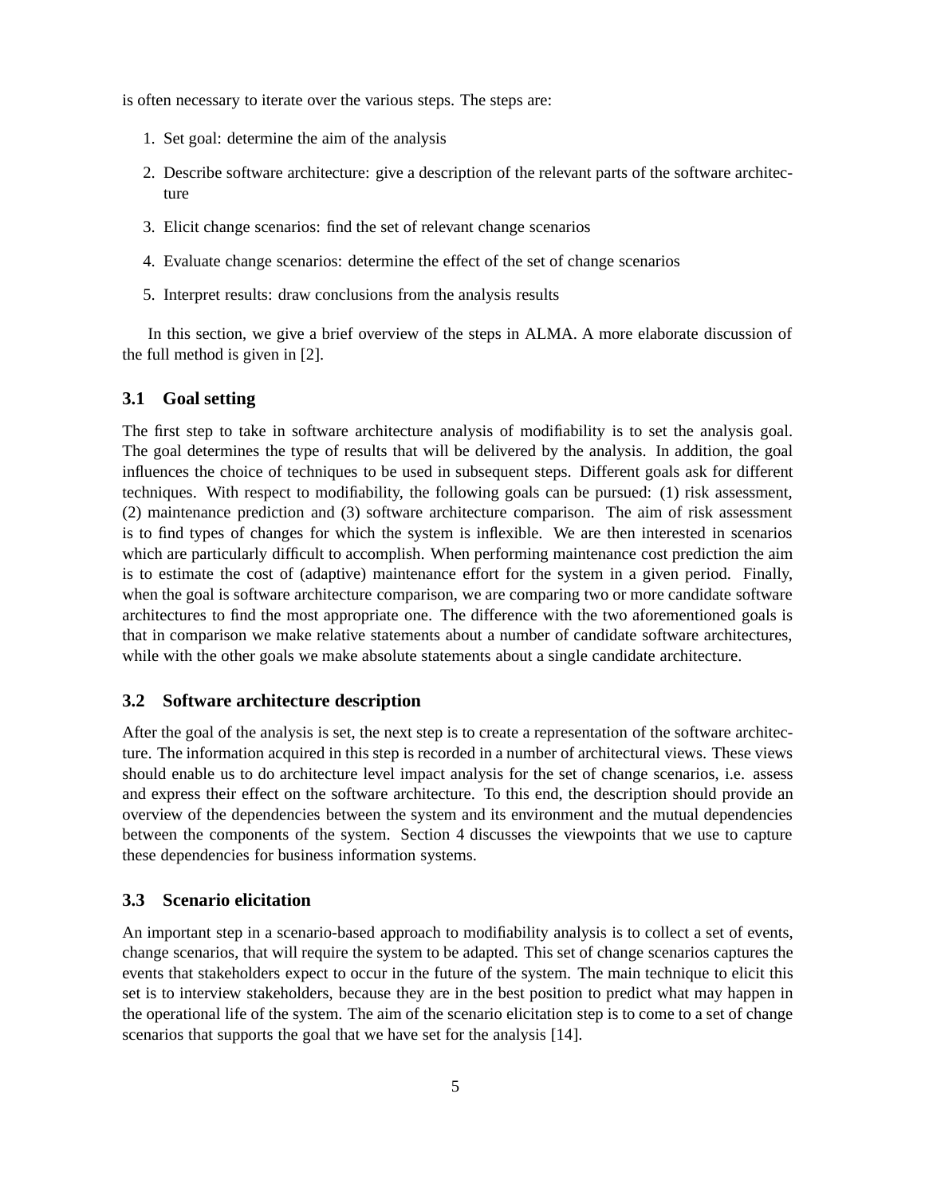is often necessary to iterate over the various steps. The steps are:

1. Set goal: determine the aim of the analysis
2. Describe software architecture: give a description of the relevant parts of the software architecture
3. Elicit change scenarios: find the set of relevant change scenarios
4. Evaluate change scenarios: determine the effect of the set of change scenarios
5. Interpret results: draw conclusions from the analysis results

In this section, we give a brief overview of the steps in ALMA. A more elaborate discussion of the full method is given in [2].

### 3.1 Goal setting

The first step to take in software architecture analysis of modifiability is to set the analysis goal. The goal determines the type of results that will be delivered by the analysis. In addition, the goal influences the choice of techniques to be used in subsequent steps. Different goals ask for different techniques. With respect to modifiability, the following goals can be pursued: (1) risk assessment, (2) maintenance prediction and (3) software architecture comparison. The aim of risk assessment is to find types of changes for which the system is inflexible. We are then interested in scenarios which are particularly difficult to accomplish. When performing maintenance cost prediction the aim is to estimate the cost of (adaptive) maintenance effort for the system in a given period. Finally, when the goal is software architecture comparison, we are comparing two or more candidate software architectures to find the most appropriate one. The difference with the two aforementioned goals is that in comparison we make relative statements about a number of candidate software architectures, while with the other goals we make absolute statements about a single candidate architecture.

### 3.2 Software architecture description

After the goal of the analysis is set, the next step is to create a representation of the software architecture. The information acquired in this step is recorded in a number of architectural views. These views should enable us to do architecture level impact analysis for the set of change scenarios, i.e. assess and express their effect on the software architecture. To this end, the description should provide an overview of the dependencies between the system and its environment and the mutual dependencies between the components of the system. Section 4 discusses the viewpoints that we use to capture these dependencies for business information systems.

### 3.3 Scenario elicitation

An important step in a scenario-based approach to modifiability analysis is to collect a set of events, change scenarios, that will require the system to be adapted. This set of change scenarios captures the events that stakeholders expect to occur in the future of the system. The main technique to elicit this set is to interview stakeholders, because they are in the best position to predict what may happen in the operational life of the system. The aim of the scenario elicitation step is to come to a set of change scenarios that supports the goal that we have set for the analysis [14].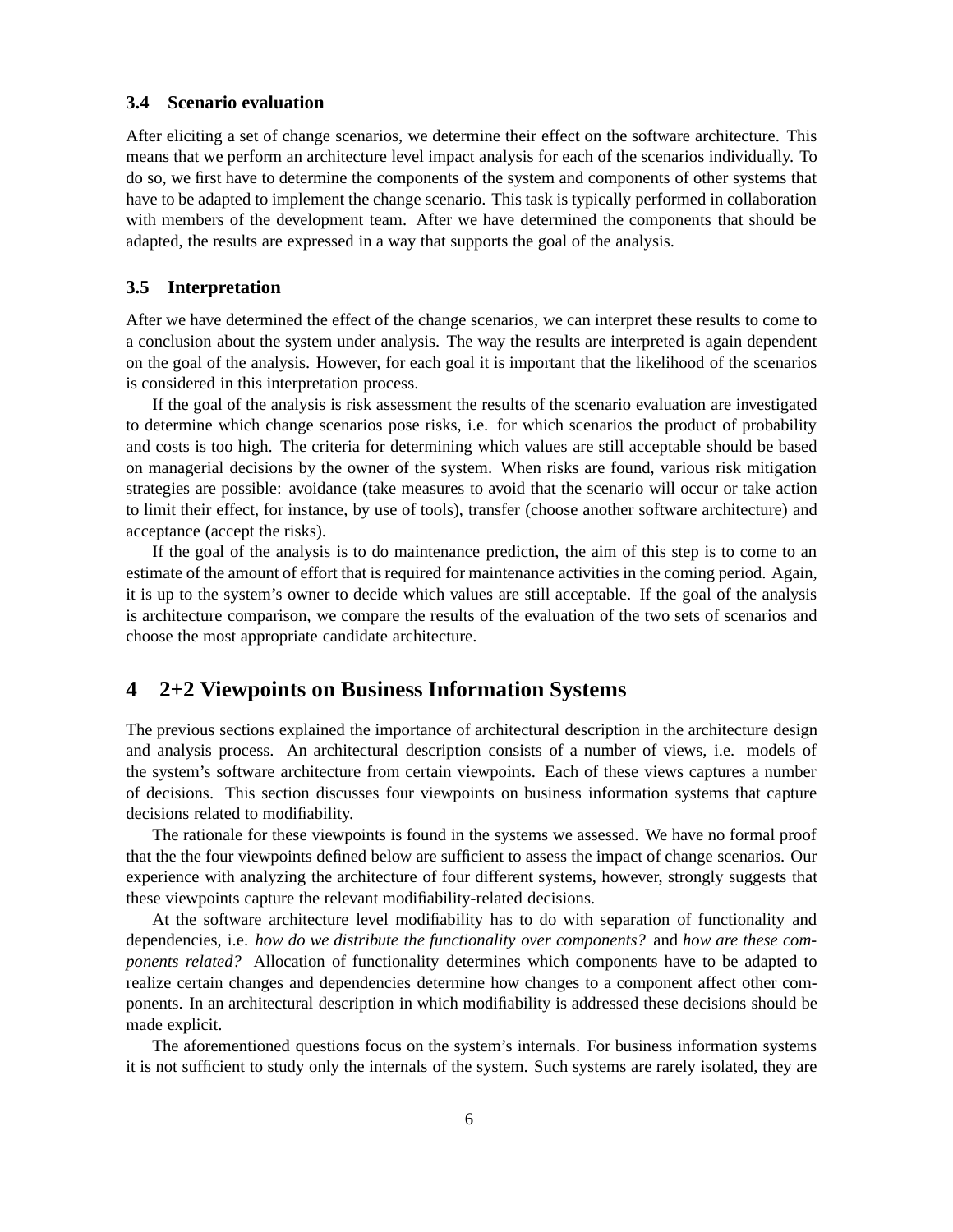### 3.4 Scenario evaluation

After eliciting a set of change scenarios, we determine their effect on the software architecture. This means that we perform an architecture level impact analysis for each of the scenarios individually. To do so, we first have to determine the components of the system and components of other systems that have to be adapted to implement the change scenario. This task is typically performed in collaboration with members of the development team. After we have determined the components that should be adapted, the results are expressed in a way that supports the goal of the analysis.

### 3.5 Interpretation

After we have determined the effect of the change scenarios, we can interpret these results to come to a conclusion about the system under analysis. The way the results are interpreted is again dependent on the goal of the analysis. However, for each goal it is important that the likelihood of the scenarios is considered in this interpretation process.

If the goal of the analysis is risk assessment the results of the scenario evaluation are investigated to determine which change scenarios pose risks, i.e. for which scenarios the product of probability and costs is too high. The criteria for determining which values are still acceptable should be based on managerial decisions by the owner of the system. When risks are found, various risk mitigation strategies are possible: avoidance (take measures to avoid that the scenario will occur or take action to limit their effect, for instance, by use of tools), transfer (choose another software architecture) and acceptance (accept the risks).

If the goal of the analysis is to do maintenance prediction, the aim of this step is to come to an estimate of the amount of effort that is required for maintenance activities in the coming period. Again, it is up to the system's owner to decide which values are still acceptable. If the goal of the analysis is architecture comparison, we compare the results of the evaluation of the two sets of scenarios and choose the most appropriate candidate architecture.

## 4 2+2 Viewpoints on Business Information Systems

The previous sections explained the importance of architectural description in the architecture design and analysis process. An architectural description consists of a number of views, i.e. models of the system's software architecture from certain viewpoints. Each of these views captures a number of decisions. This section discusses four viewpoints on business information systems that capture decisions related to modifiability.

The rationale for these viewpoints is found in the systems we assessed. We have no formal proof that the the four viewpoints defined below are sufficient to assess the impact of change scenarios. Our experience with analyzing the architecture of four different systems, however, strongly suggests that these viewpoints capture the relevant modifiability-related decisions.

At the software architecture level modifiability has to do with separation of functionality and dependencies, i.e. *how do we distribute the functionality over components?* and *how are these components related?* Allocation of functionality determines which components have to be adapted to realize certain changes and dependencies determine how changes to a component affect other components. In an architectural description in which modifiability is addressed these decisions should be made explicit.

The aforementioned questions focus on the system's internals. For business information systems it is not sufficient to study only the internals of the system. Such systems are rarely isolated, they are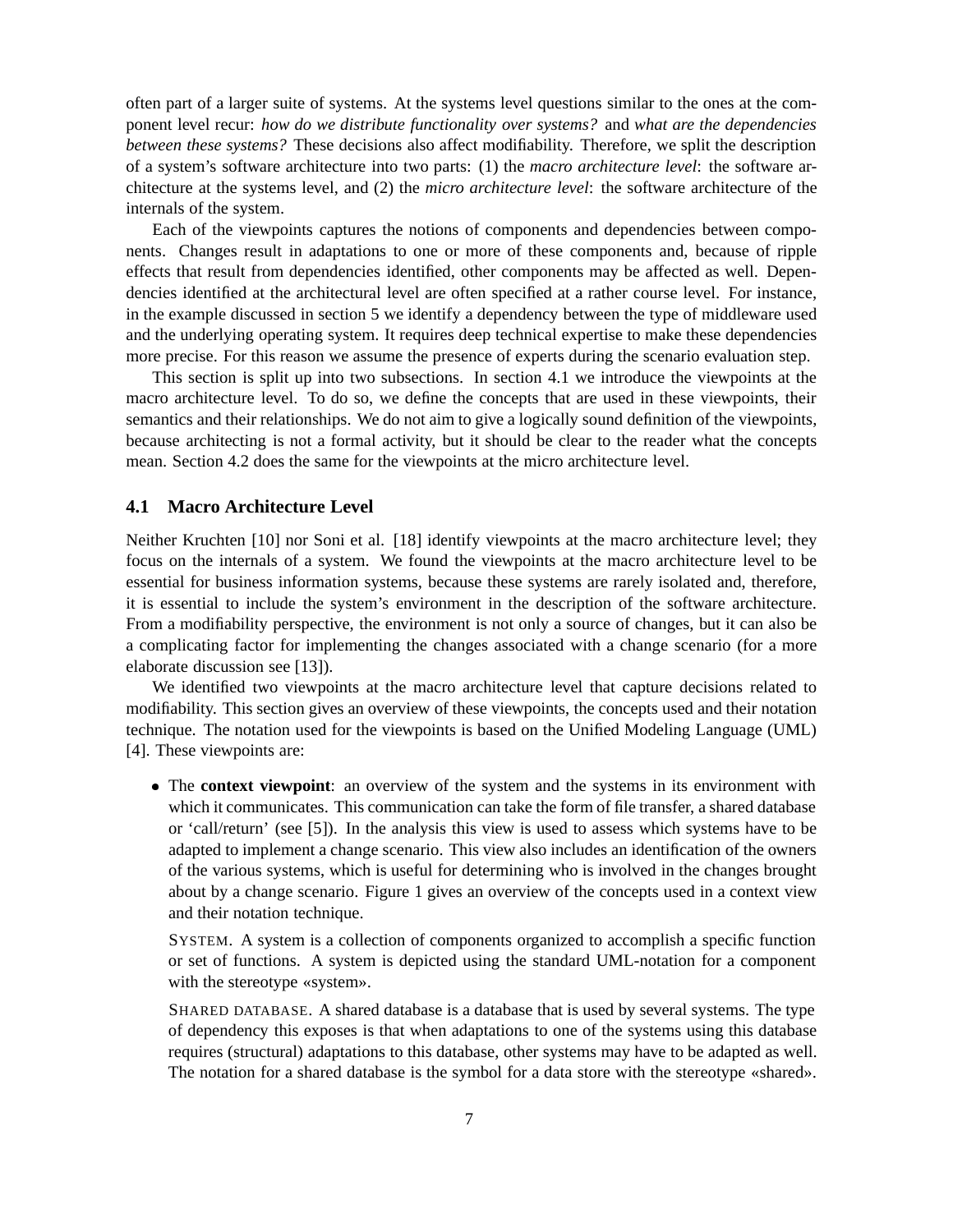often part of a larger suite of systems. At the systems level questions similar to the ones at the component level recur: *how do we distribute functionality over systems?* and *what are the dependencies between these systems?* These decisions also affect modifiability. Therefore, we split the description of a system's software architecture into two parts: (1) the *macro architecture level*: the software architecture at the systems level, and (2) the *micro architecture level*: the software architecture of the internals of the system.

Each of the viewpoints captures the notions of components and dependencies between components. Changes result in adaptations to one or more of these components and, because of ripple effects that result from dependencies identified, other components may be affected as well. Dependencies identified at the architectural level are often specified at a rather course level. For instance, in the example discussed in section 5 we identify a dependency between the type of middleware used and the underlying operating system. It requires deep technical expertise to make these dependencies more precise. For this reason we assume the presence of experts during the scenario evaluation step.

This section is split up into two subsections. In section 4.1 we introduce the viewpoints at the macro architecture level. To do so, we define the concepts that are used in these viewpoints, their semantics and their relationships. We do not aim to give a logically sound definition of the viewpoints, because architecting is not a formal activity, but it should be clear to the reader what the concepts mean. Section 4.2 does the same for the viewpoints at the micro architecture level.

## 4.1 Macro Architecture Level

Neither Kruchten [10] nor Soni et al. [18] identify viewpoints at the macro architecture level; they focus on the internals of a system. We found the viewpoints at the macro architecture level to be essential for business information systems, because these systems are rarely isolated and, therefore, it is essential to include the system's environment in the description of the software architecture. From a modifiability perspective, the environment is not only a source of changes, but it can also be a complicating factor for implementing the changes associated with a change scenario (for a more elaborate discussion see [13]).

We identified two viewpoints at the macro architecture level that capture decisions related to modifiability. This section gives an overview of these viewpoints, the concepts used and their notation technique. The notation used for the viewpoints is based on the Unified Modeling Language (UML) [4]. These viewpoints are:

- The **context viewpoint**: an overview of the system and the systems in its environment with which it communicates. This communication can take the form of file transfer, a shared database or 'call/return' (see [5]). In the analysis this view is used to assess which systems have to be adapted to implement a change scenario. This view also includes an identification of the owners of the various systems, which is useful for determining who is involved in the changes brought about by a change scenario. Figure 1 gives an overview of the concepts used in a context view and their notation technique.

  SYSTEM. A system is a collection of components organized to accomplish a specific function or set of functions. A system is depicted using the standard UML-notation for a component with the stereotype «system».

  SHARED DATABASE. A shared database is a database that is used by several systems. The type of dependency this exposes is that when adaptations to one of the systems using this database requires (structural) adaptations to this database, other systems may have to be adapted as well. The notation for a shared database is the symbol for a data store with the stereotype «shared».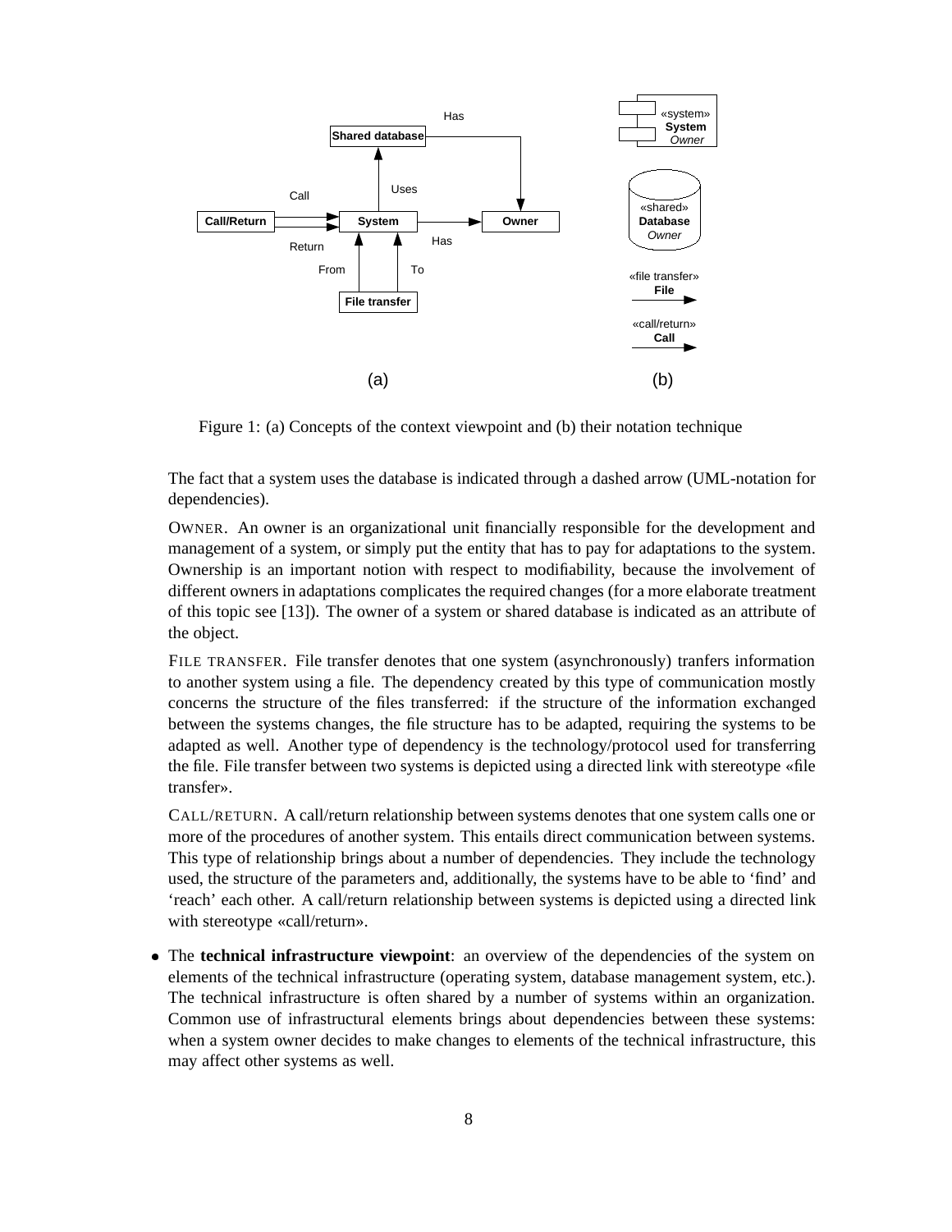Figure 1: (a) Concepts of the context viewpoint and (b) their notation technique

The fact that a system uses the database is indicated through a dashed arrow (UML-notation for dependencies).

OWNER. An owner is an organizational unit financially responsible for the development and management of a system, or simply put the entity that has to pay for adaptations to the system. Ownership is an important notion with respect to modifiability, because the involvement of different owners in adaptations complicates the required changes (for a more elaborate treatment of this topic see [13]). The owner of a system or shared database is indicated as an attribute of the object.

FILE TRANSFER. File transfer denotes that one system (asynchronously) tranfers information to another system using a file. The dependency created by this type of communication mostly concerns the structure of the files transferred: if the structure of the information exchanged between the systems changes, the file structure has to be adapted, requiring the systems to be adapted as well. Another type of dependency is the technology/protocol used for transferring the file. File transfer between two systems is depicted using a directed link with stereotype «file transfer».

CALL/RETURN. A call/return relationship between systems denotes that one system calls one or more of the procedures of another system. This entails direct communication between systems. This type of relationship brings about a number of dependencies. They include the technology used, the structure of the parameters and, additionally, the systems have to be able to 'find' and 'reach' each other. A call/return relationship between systems is depicted using a directed link with stereotype «call/return».

- The **technical infrastructure viewpoint**: an overview of the dependencies of the system on elements of the technical infrastructure (operating system, database management system, etc.). The technical infrastructure is often shared by a number of systems within an organization. Common use of infrastructural elements brings about dependencies between these systems: when a system owner decides to make changes to elements of the technical infrastructure, this may affect other systems as well.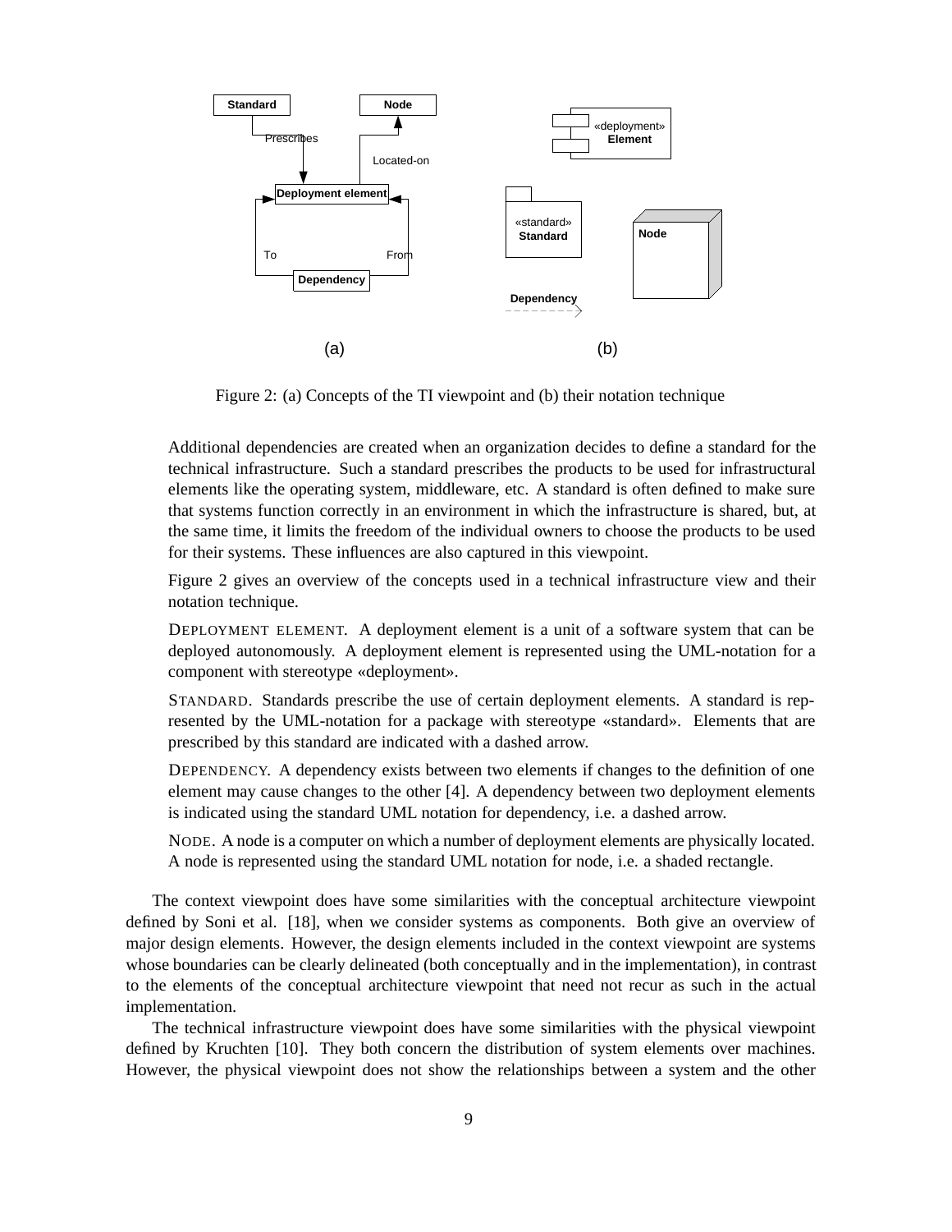Figure 2: (a) Concepts of the TI viewpoint and (b) their notation technique

Additional dependencies are created when an organization decides to define a standard for the technical infrastructure. Such a standard prescribes the products to be used for infrastructural elements like the operating system, middleware, etc. A standard is often defined to make sure that systems function correctly in an environment in which the infrastructure is shared, but, at the same time, it limits the freedom of the individual owners to choose the products to be used for their systems. These influences are also captured in this viewpoint.

Figure 2 gives an overview of the concepts used in a technical infrastructure view and their notation technique.

DEPLOYMENT ELEMENT. A deployment element is a unit of a software system that can be deployed autonomously. A deployment element is represented using the UML-notation for a component with stereotype «deployment».

STANDARD. Standards prescribe the use of certain deployment elements. A standard is represented by the UML-notation for a package with stereotype «standard». Elements that are prescribed by this standard are indicated with a dashed arrow.

DEPENDENCY. A dependency exists between two elements if changes to the definition of one element may cause changes to the other [4]. A dependency between two deployment elements is indicated using the standard UML notation for dependency, i.e. a dashed arrow.

NODE. A node is a computer on which a number of deployment elements are physically located. A node is represented using the standard UML notation for node, i.e. a shaded rectangle.

The context viewpoint does have some similarities with the conceptual architecture viewpoint defined by Soni et al. [18], when we consider systems as components. Both give an overview of major design elements. However, the design elements included in the context viewpoint are systems whose boundaries can be clearly delineated (both conceptually and in the implementation), in contrast to the elements of the conceptual architecture viewpoint that need not recur as such in the actual implementation.

The technical infrastructure viewpoint does have some similarities with the physical viewpoint defined by Kruchten [10]. They both concern the distribution of system elements over machines. However, the physical viewpoint does not show the relationships between a system and the other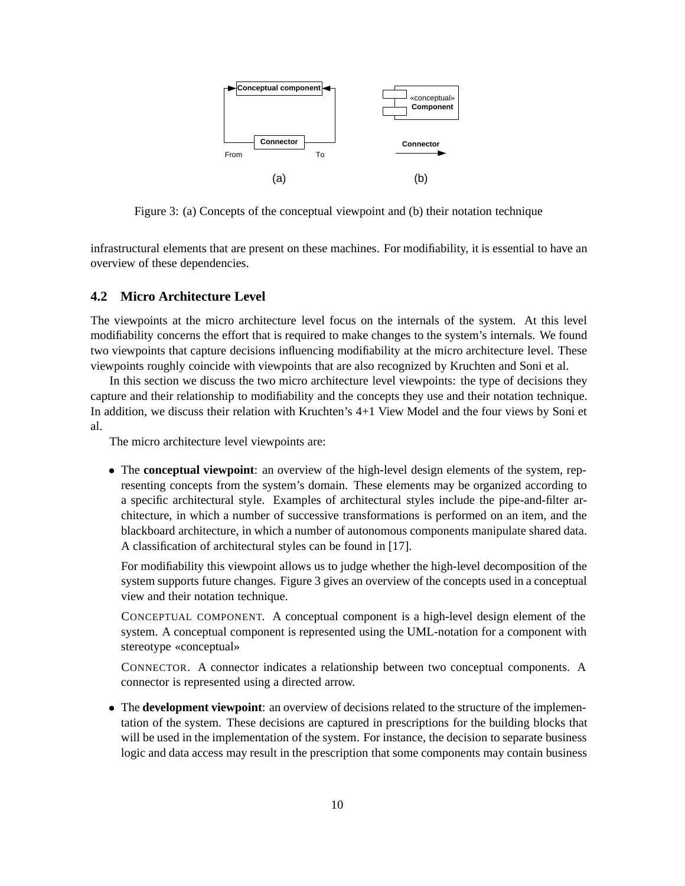Figure 3: (a) Concepts of the conceptual viewpoint and (b) their notation technique

infrastructural elements that are present on these machines. For modifiability, it is essential to have an overview of these dependencies.

### 4.2 Micro Architecture Level

The viewpoints at the micro architecture level focus on the internals of the system. At this level modifiability concerns the effort that is required to make changes to the system's internals. We found two viewpoints that capture decisions influencing modifiability at the micro architecture level. These viewpoints roughly coincide with viewpoints that are also recognized by Kruchten and Soni et al.

In this section we discuss the two micro architecture level viewpoints: the type of decisions they capture and their relationship to modifiability and the concepts they use and their notation technique. In addition, we discuss their relation with Kruchten's 4+1 View Model and the four views by Soni et al.

The micro architecture level viewpoints are:

- The **conceptual viewpoint**: an overview of the high-level design elements of the system, representing concepts from the system's domain. These elements may be organized according to a specific architectural style. Examples of architectural styles include the pipe-and-filter architecture, in which a number of successive transformations is performed on an item, and the blackboard architecture, in which a number of autonomous components manipulate shared data. A classification of architectural styles can be found in [17].

  For modifiability this viewpoint allows us to judge whether the high-level decomposition of the system supports future changes. Figure 3 gives an overview of the concepts used in a conceptual view and their notation technique.

  CONCEPTUAL COMPONENT. A conceptual component is a high-level design element of the system. A conceptual component is represented using the UML-notation for a component with stereotype «conceptual»

  CONNECTOR. A connector indicates a relationship between two conceptual components. A connector is represented using a directed arrow.

- The **development viewpoint**: an overview of decisions related to the structure of the implementation of the system. These decisions are captured in prescriptions for the building blocks that will be used in the implementation of the system. For instance, the decision to separate business logic and data access may result in the prescription that some components may contain business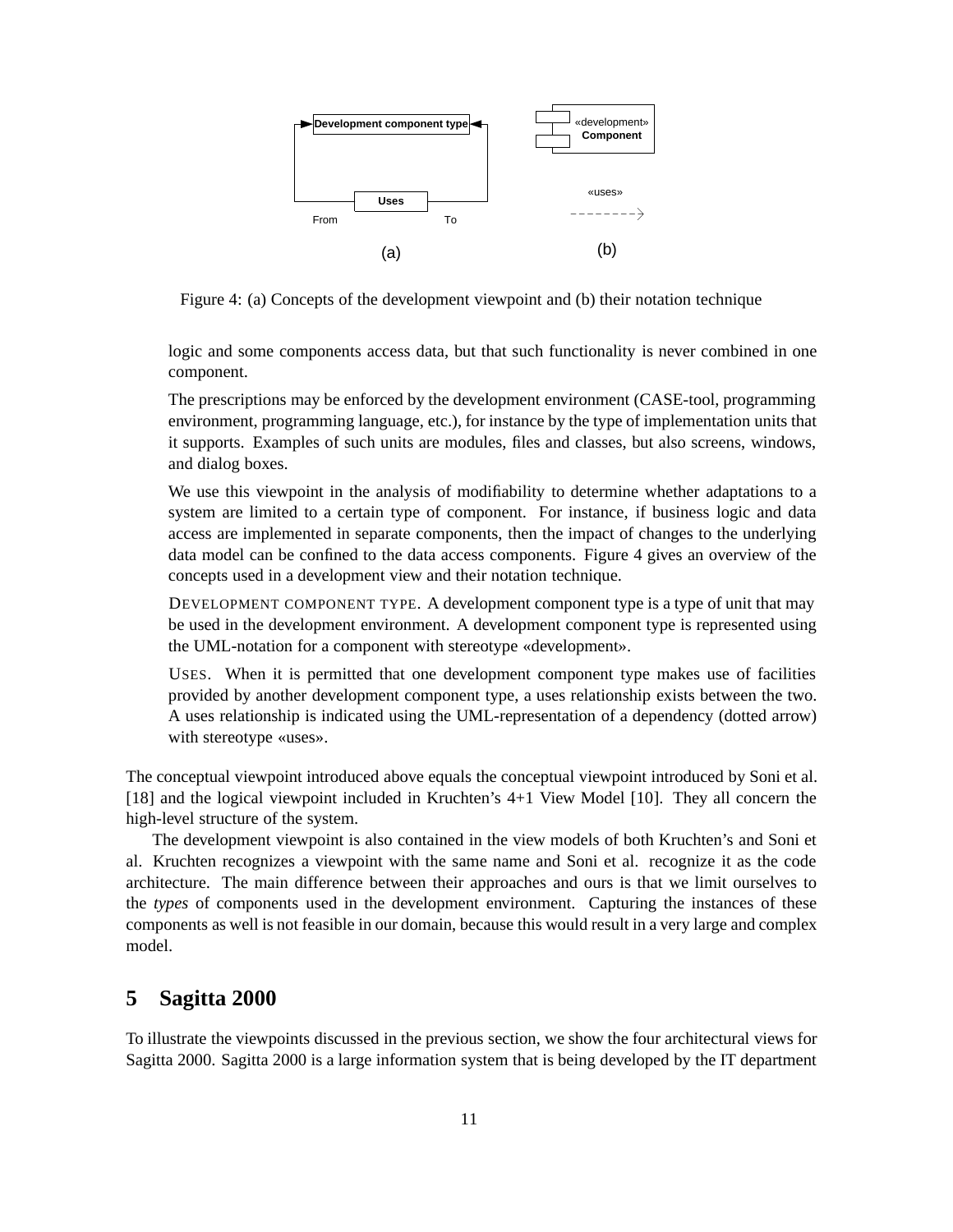Figure 4: (a) Concepts of the development viewpoint and (b) their notation technique

logic and some components access data, but that such functionality is never combined in one component.

The prescriptions may be enforced by the development environment (CASE-tool, programming environment, programming language, etc.), for instance by the type of implementation units that it supports. Examples of such units are modules, files and classes, but also screens, windows, and dialog boxes.

We use this viewpoint in the analysis of modifiability to determine whether adaptations to a system are limited to a certain type of component. For instance, if business logic and data access are implemented in separate components, then the impact of changes to the underlying data model can be confined to the data access components. Figure 4 gives an overview of the concepts used in a development view and their notation technique.

DEVELOPMENT COMPONENT TYPE. A development component type is a type of unit that may be used in the development environment. A development component type is represented using the UML-notation for a component with stereotype «development».

USES. When it is permitted that one development component type makes use of facilities provided by another development component type, a uses relationship exists between the two. A uses relationship is indicated using the UML-representation of a dependency (dotted arrow) with stereotype «uses».

The conceptual viewpoint introduced above equals the conceptual viewpoint introduced by Soni et al. [18] and the logical viewpoint included in Kruchten's 4+1 View Model [10]. They all concern the high-level structure of the system.

The development viewpoint is also contained in the view models of both Kruchten's and Soni et al. Kruchten recognizes a viewpoint with the same name and Soni et al. recognize it as the code architecture. The main difference between their approaches and ours is that we limit ourselves to the *types* of components used in the development environment. Capturing the instances of these components as well is not feasible in our domain, because this would result in a very large and complex model.

## 5 Sagitta 2000

To illustrate the viewpoints discussed in the previous section, we show the four architectural views for Sagitta 2000. Sagitta 2000 is a large information system that is being developed by the IT department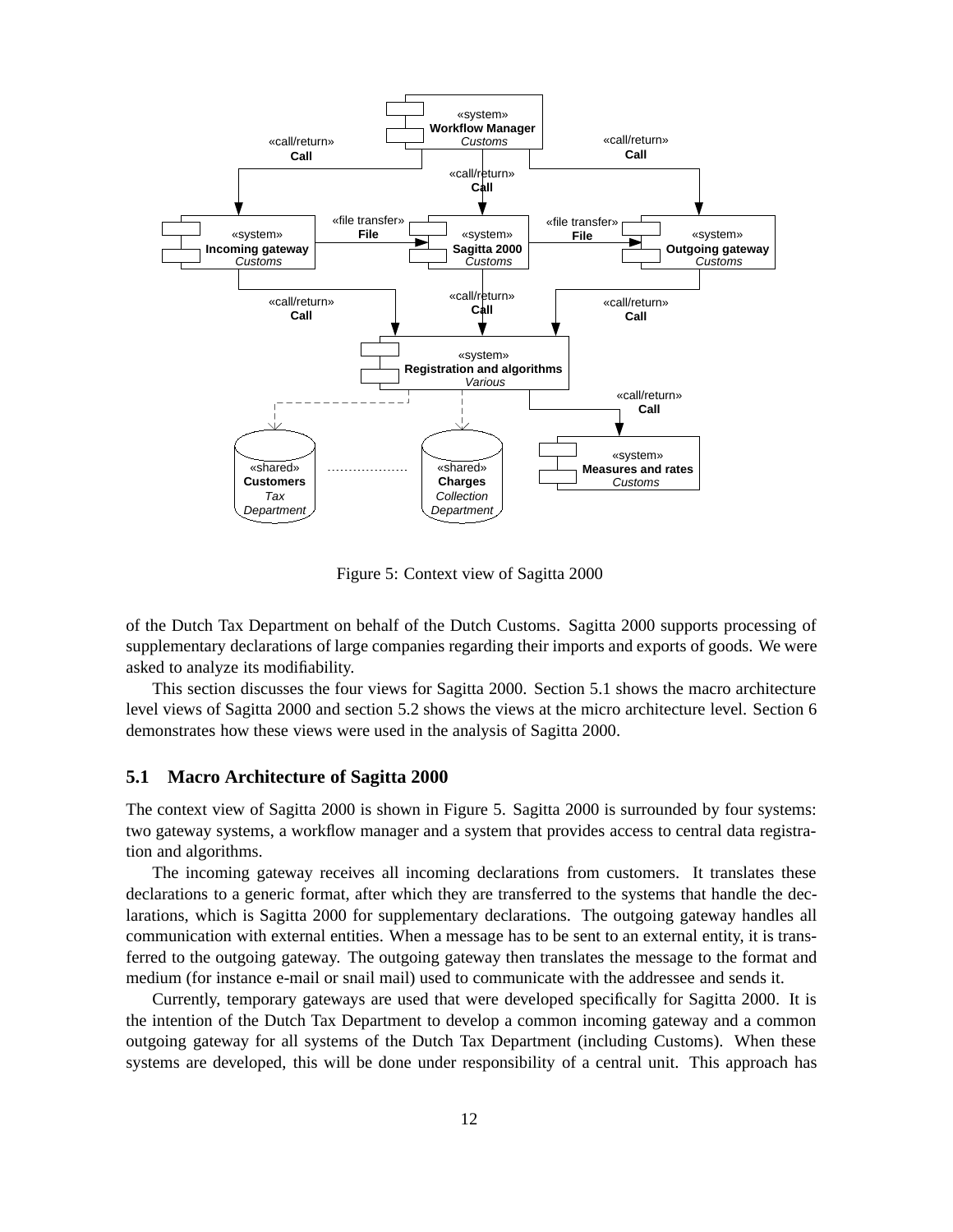Figure 5: Context view of Sagitta 2000

of the Dutch Tax Department on behalf of the Dutch Customs. Sagitta 2000 supports processing of supplementary declarations of large companies regarding their imports and exports of goods. We were asked to analyze its modifiability.

This section discusses the four views for Sagitta 2000. Section 5.1 shows the macro architecture level views of Sagitta 2000 and section 5.2 shows the views at the micro architecture level. Section 6 demonstrates how these views were used in the analysis of Sagitta 2000.

### 5.1 Macro Architecture of Sagitta 2000

The context view of Sagitta 2000 is shown in Figure 5. Sagitta 2000 is surrounded by four systems: two gateway systems, a workflow manager and a system that provides access to central data registration and algorithms.

The incoming gateway receives all incoming declarations from customers. It translates these declarations to a generic format, after which they are transferred to the systems that handle the declarations, which is Sagitta 2000 for supplementary declarations. The outgoing gateway handles all communication with external entities. When a message has to be sent to an external entity, it is transferred to the outgoing gateway. The outgoing gateway then translates the message to the format and medium (for instance e-mail or snail mail) used to communicate with the addressee and sends it.

Currently, temporary gateways are used that were developed specifically for Sagitta 2000. It is the intention of the Dutch Tax Department to develop a common incoming gateway and a common outgoing gateway for all systems of the Dutch Tax Department (including Customs). When these systems are developed, this will be done under responsibility of a central unit. This approach has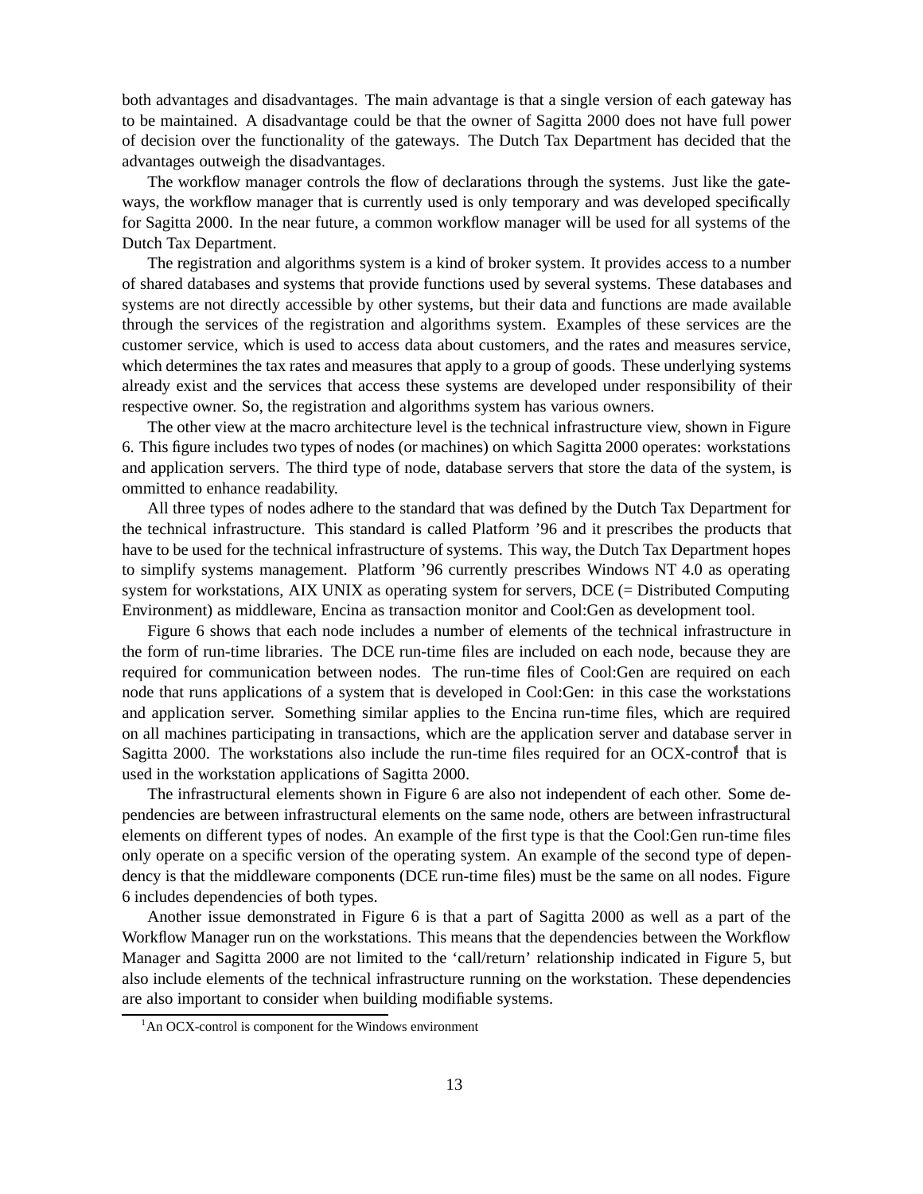both advantages and disadvantages. The main advantage is that a single version of each gateway has to be maintained. A disadvantage could be that the owner of Sagitta 2000 does not have full power of decision over the functionality of the gateways. The Dutch Tax Department has decided that the advantages outweigh the disadvantages.

The workflow manager controls the flow of declarations through the systems. Just like the gateways, the workflow manager that is currently used is only temporary and was developed specifically for Sagitta 2000. In the near future, a common workflow manager will be used for all systems of the Dutch Tax Department.

The registration and algorithms system is a kind of broker system. It provides access to a number of shared databases and systems that provide functions used by several systems. These databases and systems are not directly accessible by other systems, but their data and functions are made available through the services of the registration and algorithms system. Examples of these services are the customer service, which is used to access data about customers, and the rates and measures service, which determines the tax rates and measures that apply to a group of goods. These underlying systems already exist and the services that access these systems are developed under responsibility of their respective owner. So, the registration and algorithms system has various owners.

The other view at the macro architecture level is the technical infrastructure view, shown in Figure 6. This figure includes two types of nodes (or machines) on which Sagitta 2000 operates: workstations and application servers. The third type of node, database servers that store the data of the system, is ommitted to enhance readability.

All three types of nodes adhere to the standard that was defined by the Dutch Tax Department for the technical infrastructure. This standard is called Platform '96 and it prescribes the products that have to be used for the technical infrastructure of systems. This way, the Dutch Tax Department hopes to simplify systems management. Platform '96 currently prescribes Windows NT 4.0 as operating system for workstations, AIX UNIX as operating system for servers, DCE (= Distributed Computing Environment) as middleware, Encina as transaction monitor and Cool:Gen as development tool.

Figure 6 shows that each node includes a number of elements of the technical infrastructure in the form of run-time libraries. The DCE run-time files are included on each node, because they are required for communication between nodes. The run-time files of Cool:Gen are required on each node that runs applications of a system that is developed in Cool:Gen: in this case the workstations and application server. Something similar applies to the Encina run-time files, which are required on all machines participating in transactions, which are the application server and database server in Sagitta 2000. The workstations also include the run-time files required for an OCX-control[1] that is used in the workstation applications of Sagitta 2000.

The infrastructural elements shown in Figure 6 are also not independent of each other. Some dependencies are between infrastructural elements on the same node, others are between infrastructural elements on different types of nodes. An example of the first type is that the Cool:Gen run-time files only operate on a specific version of the operating system. An example of the second type of dependency is that the middleware components (DCE run-time files) must be the same on all nodes. Figure 6 includes dependencies of both types.

Another issue demonstrated in Figure 6 is that a part of Sagitta 2000 as well as a part of the Workflow Manager run on the workstations. This means that the dependencies between the Workflow Manager and Sagitta 2000 are not limited to the 'call/return' relationship indicated in Figure 5, but also include elements of the technical infrastructure running on the workstation. These dependencies are also important to consider when building modifiable systems.

[1] An OCX-control is component for the Windows environment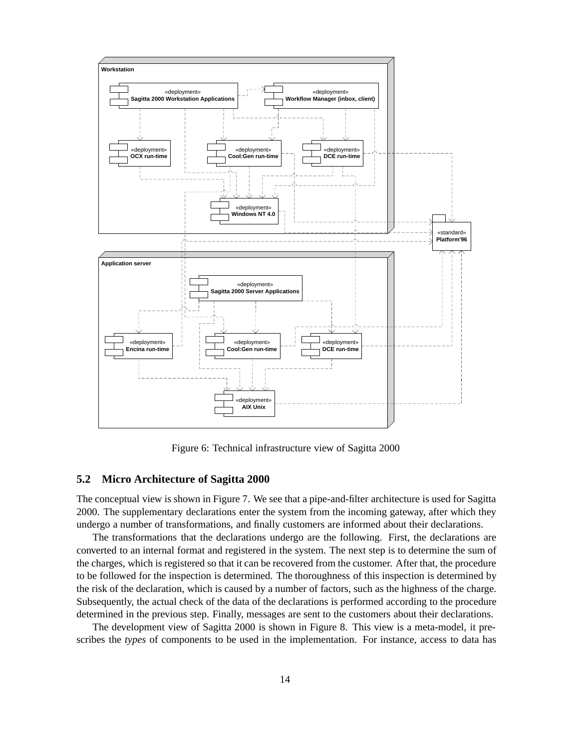Figure 6: Technical infrastructure view of Sagitta 2000

### 5.2 Micro Architecture of Sagitta 2000

The conceptual view is shown in Figure 7. We see that a pipe-and-filter architecture is used for Sagitta 2000. The supplementary declarations enter the system from the incoming gateway, after which they undergo a number of transformations, and finally customers are informed about their declarations.

The transformations that the declarations undergo are the following. First, the declarations are converted to an internal format and registered in the system. The next step is to determine the sum of the charges, which is registered so that it can be recovered from the customer. After that, the procedure to be followed for the inspection is determined. The thoroughness of this inspection is determined by the risk of the declaration, which is caused by a number of factors, such as the highness of the charge. Subsequently, the actual check of the data of the declarations is performed according to the procedure determined in the previous step. Finally, messages are sent to the customers about their declarations.

The development view of Sagitta 2000 is shown in Figure 8. This view is a meta-model, it prescribes the *types* of components to be used in the implementation. For instance, access to data has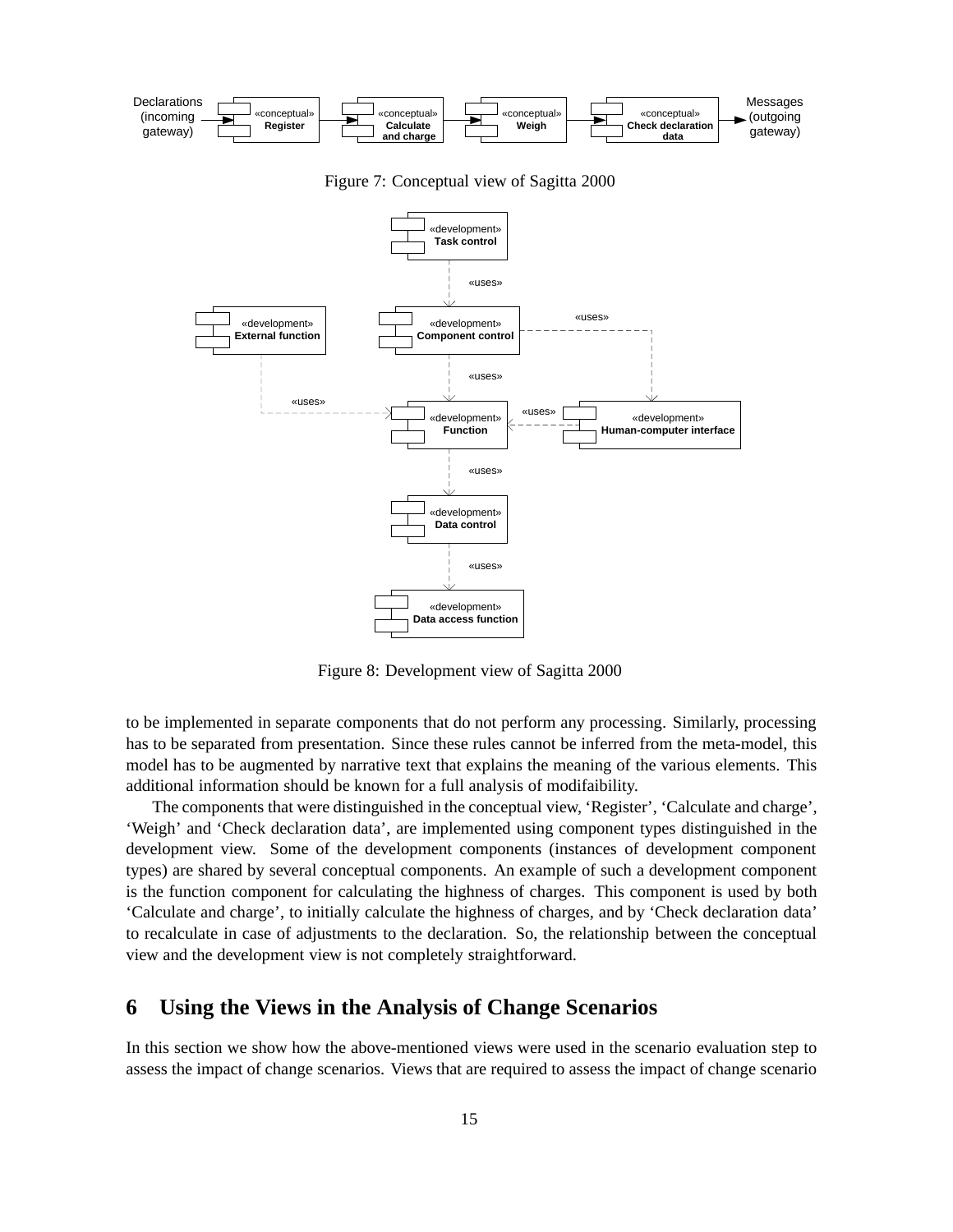Figure 7: Conceptual view of Sagitta 2000

Figure 8: Development view of Sagitta 2000

to be implemented in separate components that do not perform any processing. Similarly, processing has to be separated from presentation. Since these rules cannot be inferred from the meta-model, this model has to be augmented by narrative text that explains the meaning of the various elements. This additional information should be known for a full analysis of modifaibility.

The components that were distinguished in the conceptual view, 'Register', 'Calculate and charge', 'Weigh' and 'Check declaration data', are implemented using component types distinguished in the development view. Some of the development components (instances of development component types) are shared by several conceptual components. An example of such a development component is the function component for calculating the highness of charges. This component is used by both 'Calculate and charge', to initially calculate the highness of charges, and by 'Check declaration data' to recalculate in case of adjustments to the declaration. So, the relationship between the conceptual view and the development view is not completely straightforward.

## 6 Using the Views in the Analysis of Change Scenarios

In this section we show how the above-mentioned views were used in the scenario evaluation step to assess the impact of change scenarios. Views that are required to assess the impact of change scenario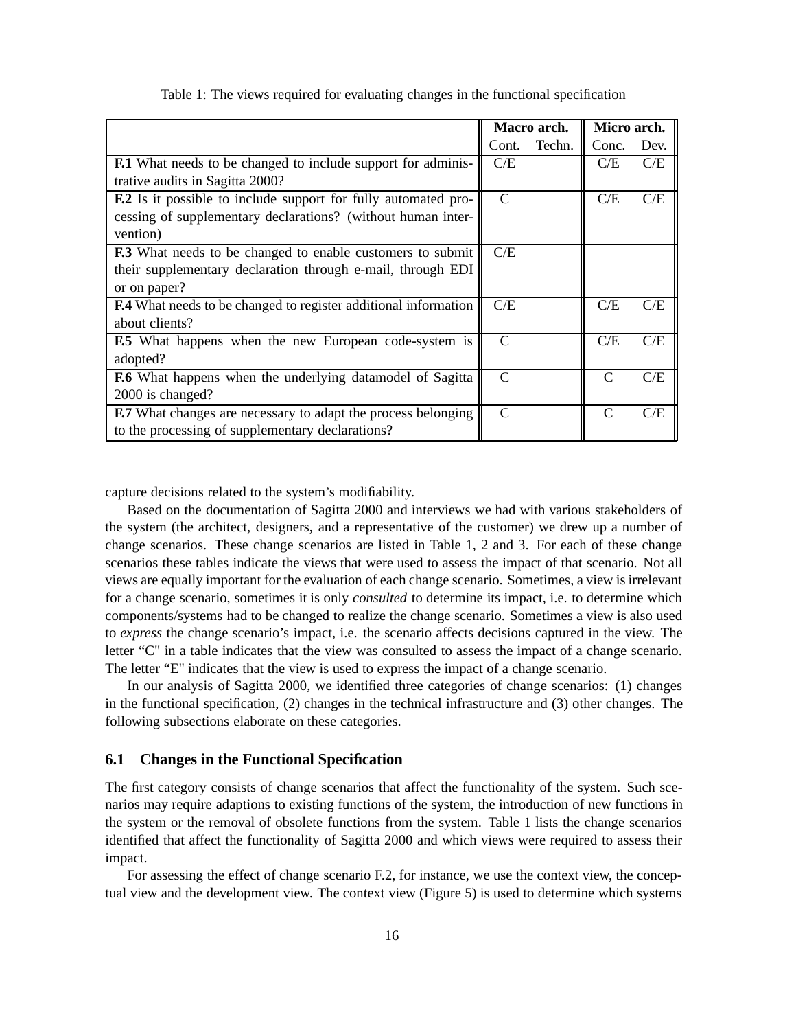Table 1: The views required for evaluating changes in the functional specification

| | Macro arch. | | Micro arch. | |
|---|---|---|---|---|
| | Cont. | Techn. | Conc. | Dev. |
| **F.1** What needs to be changed to include support for administrative audits in Sagitta 2000? | C/E | | C/E | C/E |
| **F.2** Is it possible to include support for fully automated processing of supplementary declarations? (without human intervention) | C | | C/E | C/E |
| **F.3** What needs to be changed to enable customers to submit their supplementary declaration through e-mail, through EDI or on paper? | C/E | | | |
| **F.4** What needs to be changed to register additional information about clients? | C/E | | C/E | C/E |
| **F.5** What happens when the new European code-system is adopted? | C | | C/E | C/E |
| **F.6** What happens when the underlying datamodel of Sagitta 2000 is changed? | C | | C | C/E |
| **F.7** What changes are necessary to adapt the process belonging to the processing of supplementary declarations? | C | | C | C/E |

capture decisions related to the system's modifiability.

Based on the documentation of Sagitta 2000 and interviews we had with various stakeholders of the system (the architect, designers, and a representative of the customer) we drew up a number of change scenarios. These change scenarios are listed in Table 1, 2 and 3. For each of these change scenarios these tables indicate the views that were used to assess the impact of that scenario. Not all views are equally important for the evaluation of each change scenario. Sometimes, a view is irrelevant for a change scenario, sometimes it is only *consulted* to determine its impact, i.e. to determine which components/systems had to be changed to realize the change scenario. Sometimes a view is also used to *express* the change scenario's impact, i.e. the scenario affects decisions captured in the view. The letter "C" in a table indicates that the view was consulted to assess the impact of a change scenario. The letter "E" indicates that the view is used to express the impact of a change scenario.

In our analysis of Sagitta 2000, we identified three categories of change scenarios: (1) changes in the functional specification, (2) changes in the technical infrastructure and (3) other changes. The following subsections elaborate on these categories.

### 6.1 Changes in the Functional Specification

The first category consists of change scenarios that affect the functionality of the system. Such scenarios may require adaptions to existing functions of the system, the introduction of new functions in the system or the removal of obsolete functions from the system. Table 1 lists the change scenarios identified that affect the functionality of Sagitta 2000 and which views were required to assess their impact.

For assessing the effect of change scenario F.2, for instance, we use the context view, the conceptual view and the development view. The context view (Figure 5) is used to determine which systems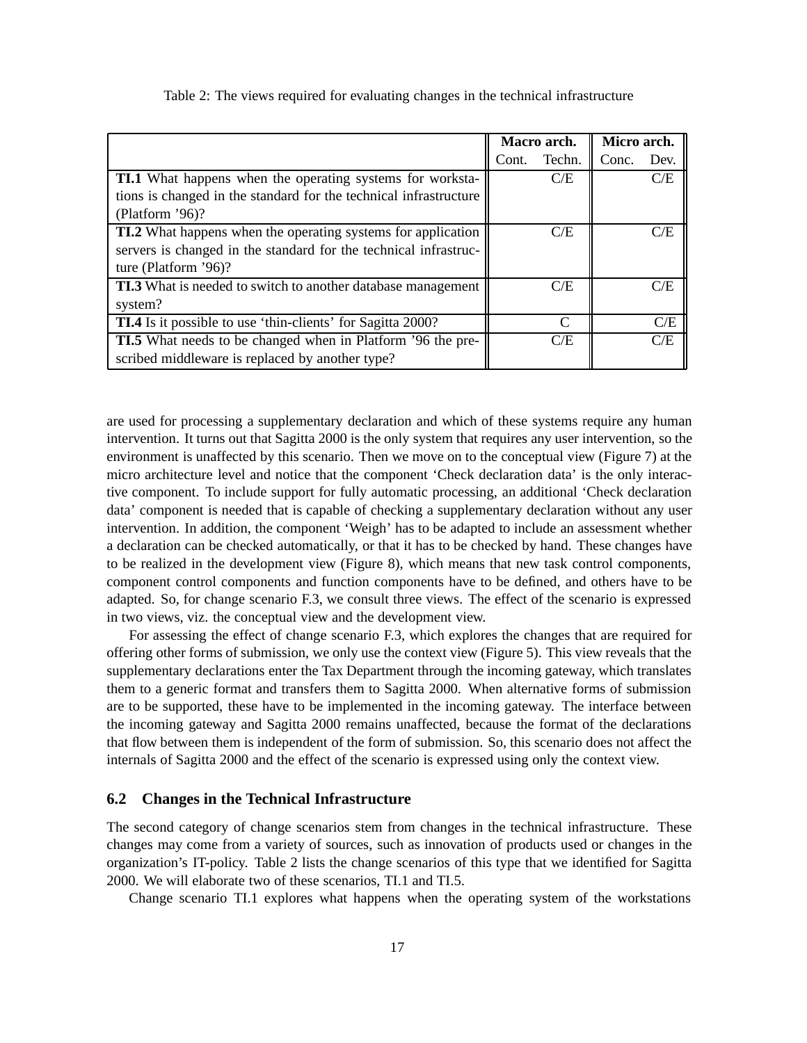Table 2: The views required for evaluating changes in the technical infrastructure

| | Macro arch. | | Micro arch. | |
|---|---|---|---|---|
| | Cont. | Techn. | Conc. | Dev. |
| **TI.1** What happens when the operating systems for workstations is changed in the standard for the technical infrastructure (Platform '96)? | | C/E | | C/E |
| **TI.2** What happens when the operating systems for application servers is changed in the standard for the technical infrastructure (Platform '96)? | | C/E | | C/E |
| **TI.3** What is needed to switch to another database management system? | | C/E | | C/E |
| **TI.4** Is it possible to use 'thin-clients' for Sagitta 2000? | | C | | C/E |
| **TI.5** What needs to be changed when in Platform '96 the prescribed middleware is replaced by another type? | | C/E | | C/E |

are used for processing a supplementary declaration and which of these systems require any human intervention. It turns out that Sagitta 2000 is the only system that requires any user intervention, so the environment is unaffected by this scenario. Then we move on to the conceptual view (Figure 7) at the micro architecture level and notice that the component 'Check declaration data' is the only interactive component. To include support for fully automatic processing, an additional 'Check declaration data' component is needed that is capable of checking a supplementary declaration without any user intervention. In addition, the component 'Weigh' has to be adapted to include an assessment whether a declaration can be checked automatically, or that it has to be checked by hand. These changes have to be realized in the development view (Figure 8), which means that new task control components, component control components and function components have to be defined, and others have to be adapted. So, for change scenario F.3, we consult three views. The effect of the scenario is expressed in two views, viz. the conceptual view and the development view.

For assessing the effect of change scenario F.3, which explores the changes that are required for offering other forms of submission, we only use the context view (Figure 5). This view reveals that the supplementary declarations enter the Tax Department through the incoming gateway, which translates them to a generic format and transfers them to Sagitta 2000. When alternative forms of submission are to be supported, these have to be implemented in the incoming gateway. The interface between the incoming gateway and Sagitta 2000 remains unaffected, because the format of the declarations that flow between them is independent of the form of submission. So, this scenario does not affect the internals of Sagitta 2000 and the effect of the scenario is expressed using only the context view.

### 6.2 Changes in the Technical Infrastructure

The second category of change scenarios stem from changes in the technical infrastructure. These changes may come from a variety of sources, such as innovation of products used or changes in the organization's IT-policy. Table 2 lists the change scenarios of this type that we identified for Sagitta 2000. We will elaborate two of these scenarios, TI.1 and TI.5.

Change scenario TI.1 explores what happens when the operating system of the workstations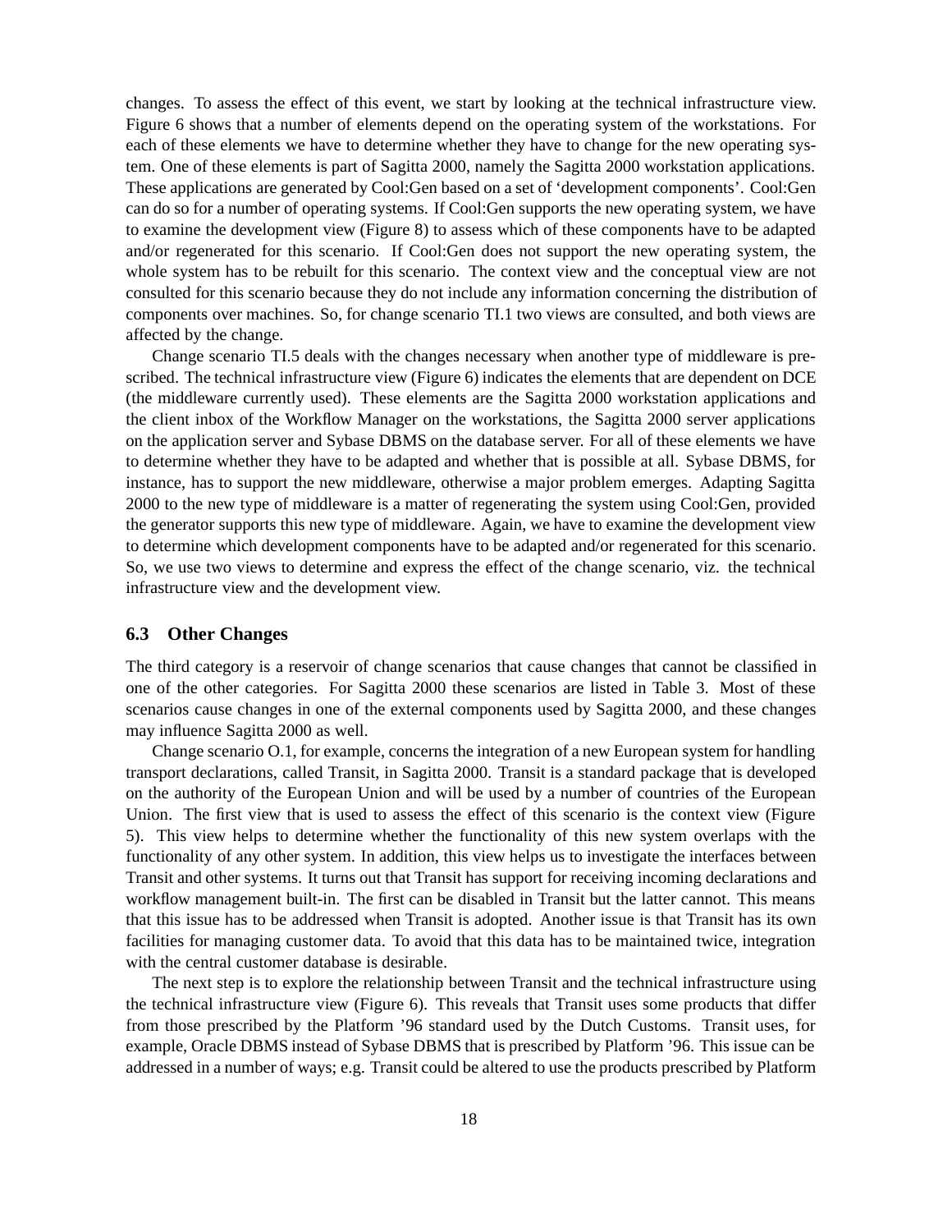changes. To assess the effect of this event, we start by looking at the technical infrastructure view. Figure 6 shows that a number of elements depend on the operating system of the workstations. For each of these elements we have to determine whether they have to change for the new operating system. One of these elements is part of Sagitta 2000, namely the Sagitta 2000 workstation applications. These applications are generated by Cool:Gen based on a set of 'development components'. Cool:Gen can do so for a number of operating systems. If Cool:Gen supports the new operating system, we have to examine the development view (Figure 8) to assess which of these components have to be adapted and/or regenerated for this scenario. If Cool:Gen does not support the new operating system, the whole system has to be rebuilt for this scenario. The context view and the conceptual view are not consulted for this scenario because they do not include any information concerning the distribution of components over machines. So, for change scenario TI.1 two views are consulted, and both views are affected by the change.

Change scenario TI.5 deals with the changes necessary when another type of middleware is prescribed. The technical infrastructure view (Figure 6) indicates the elements that are dependent on DCE (the middleware currently used). These elements are the Sagitta 2000 workstation applications and the client inbox of the Workflow Manager on the workstations, the Sagitta 2000 server applications on the application server and Sybase DBMS on the database server. For all of these elements we have to determine whether they have to be adapted and whether that is possible at all. Sybase DBMS, for instance, has to support the new middleware, otherwise a major problem emerges. Adapting Sagitta 2000 to the new type of middleware is a matter of regenerating the system using Cool:Gen, provided the generator supports this new type of middleware. Again, we have to examine the development view to determine which development components have to be adapted and/or regenerated for this scenario. So, we use two views to determine and express the effect of the change scenario, viz. the technical infrastructure view and the development view.

### 6.3 Other Changes

The third category is a reservoir of change scenarios that cause changes that cannot be classified in one of the other categories. For Sagitta 2000 these scenarios are listed in Table 3. Most of these scenarios cause changes in one of the external components used by Sagitta 2000, and these changes may influence Sagitta 2000 as well.

Change scenario O.1, for example, concerns the integration of a new European system for handling transport declarations, called Transit, in Sagitta 2000. Transit is a standard package that is developed on the authority of the European Union and will be used by a number of countries of the European Union. The first view that is used to assess the effect of this scenario is the context view (Figure 5). This view helps to determine whether the functionality of this new system overlaps with the functionality of any other system. In addition, this view helps us to investigate the interfaces between Transit and other systems. It turns out that Transit has support for receiving incoming declarations and workflow management built-in. The first can be disabled in Transit but the latter cannot. This means that this issue has to be addressed when Transit is adopted. Another issue is that Transit has its own facilities for managing customer data. To avoid that this data has to be maintained twice, integration with the central customer database is desirable.

The next step is to explore the relationship between Transit and the technical infrastructure using the technical infrastructure view (Figure 6). This reveals that Transit uses some products that differ from those prescribed by the Platform '96 standard used by the Dutch Customs. Transit uses, for example, Oracle DBMS instead of Sybase DBMS that is prescribed by Platform '96. This issue can be addressed in a number of ways; e.g. Transit could be altered to use the products prescribed by Platform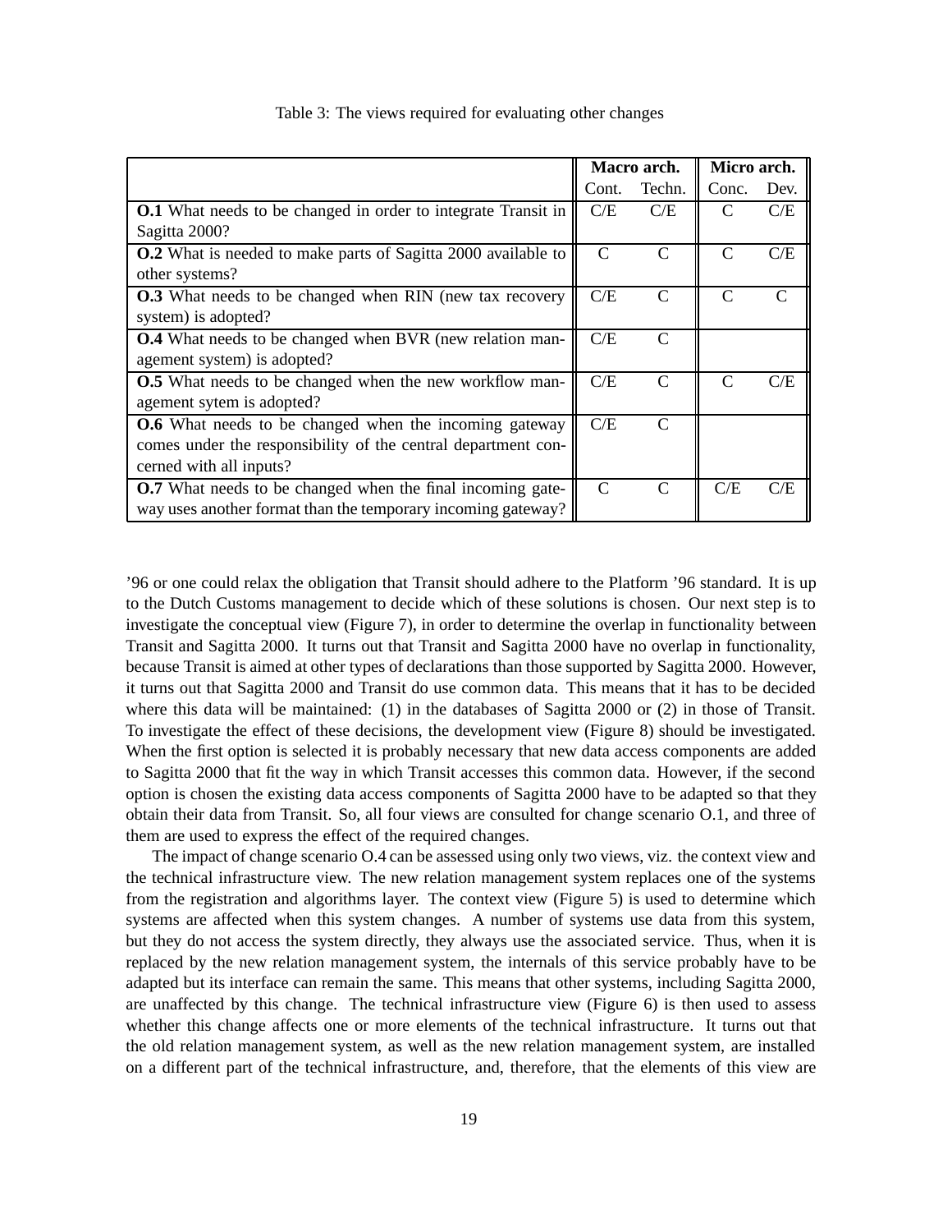Table 3: The views required for evaluating other changes

| | Macro arch. | | Micro arch. | |
|---|---|---|---|---|
| | Cont. | Techn. | Conc. | Dev. |
| **O.1** What needs to be changed in order to integrate Transit in Sagitta 2000? | C/E | C/E | C | C/E |
| **O.2** What is needed to make parts of Sagitta 2000 available to other systems? | C | C | C | C/E |
| **O.3** What needs to be changed when RIN (new tax recovery system) is adopted? | C/E | C | C | C |
| **O.4** What needs to be changed when BVR (new relation management system) is adopted? | C/E | C | | |
| **O.5** What needs to be changed when the new workflow management sytem is adopted? | C/E | C | C | C/E |
| **O.6** What needs to be changed when the incoming gateway comes under the responsibility of the central department concerned with all inputs? | C/E | C | | |
| **O.7** What needs to be changed when the final incoming gateway uses another format than the temporary incoming gateway? | C | C | C/E | C/E |

'96 or one could relax the obligation that Transit should adhere to the Platform '96 standard. It is up to the Dutch Customs management to decide which of these solutions is chosen. Our next step is to investigate the conceptual view (Figure 7), in order to determine the overlap in functionality between Transit and Sagitta 2000. It turns out that Transit and Sagitta 2000 have no overlap in functionality, because Transit is aimed at other types of declarations than those supported by Sagitta 2000. However, it turns out that Sagitta 2000 and Transit do use common data. This means that it has to be decided where this data will be maintained: (1) in the databases of Sagitta 2000 or (2) in those of Transit. To investigate the effect of these decisions, the development view (Figure 8) should be investigated. When the first option is selected it is probably necessary that new data access components are added to Sagitta 2000 that fit the way in which Transit accesses this common data. However, if the second option is chosen the existing data access components of Sagitta 2000 have to be adapted so that they obtain their data from Transit. So, all four views are consulted for change scenario O.1, and three of them are used to express the effect of the required changes.

The impact of change scenario O.4 can be assessed using only two views, viz. the context view and the technical infrastructure view. The new relation management system replaces one of the systems from the registration and algorithms layer. The context view (Figure 5) is used to determine which systems are affected when this system changes. A number of systems use data from this system, but they do not access the system directly, they always use the associated service. Thus, when it is replaced by the new relation management system, the internals of this service probably have to be adapted but its interface can remain the same. This means that other systems, including Sagitta 2000, are unaffected by this change. The technical infrastructure view (Figure 6) is then used to assess whether this change affects one or more elements of the technical infrastructure. It turns out that the old relation management system, as well as the new relation management system, are installed on a different part of the technical infrastructure, and, therefore, that the elements of this view are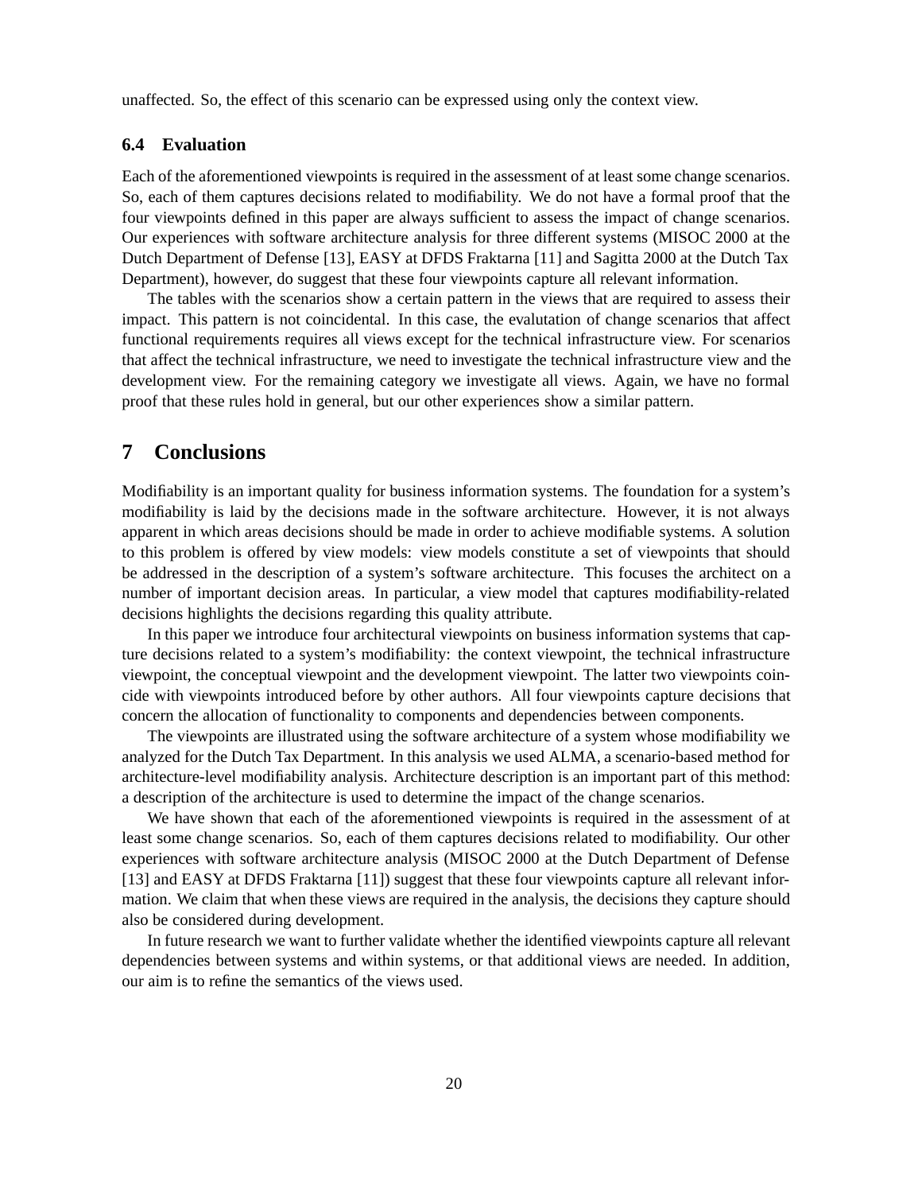unaffected. So, the effect of this scenario can be expressed using only the context view.

### 6.4 Evaluation

Each of the aforementioned viewpoints is required in the assessment of at least some change scenarios. So, each of them captures decisions related to modifiability. We do not have a formal proof that the four viewpoints defined in this paper are always sufficient to assess the impact of change scenarios. Our experiences with software architecture analysis for three different systems (MISOC 2000 at the Dutch Department of Defense [13], EASY at DFDS Fraktarna [11] and Sagitta 2000 at the Dutch Tax Department), however, do suggest that these four viewpoints capture all relevant information.

The tables with the scenarios show a certain pattern in the views that are required to assess their impact. This pattern is not coincidental. In this case, the evalutation of change scenarios that affect functional requirements requires all views except for the technical infrastructure view. For scenarios that affect the technical infrastructure, we need to investigate the technical infrastructure view and the development view. For the remaining category we investigate all views. Again, we have no formal proof that these rules hold in general, but our other experiences show a similar pattern.

## 7 Conclusions

Modifiability is an important quality for business information systems. The foundation for a system's modifiability is laid by the decisions made in the software architecture. However, it is not always apparent in which areas decisions should be made in order to achieve modifiable systems. A solution to this problem is offered by view models: view models constitute a set of viewpoints that should be addressed in the description of a system's software architecture. This focuses the architect on a number of important decision areas. In particular, a view model that captures modifiability-related decisions highlights the decisions regarding this quality attribute.

In this paper we introduce four architectural viewpoints on business information systems that capture decisions related to a system's modifiability: the context viewpoint, the technical infrastructure viewpoint, the conceptual viewpoint and the development viewpoint. The latter two viewpoints coincide with viewpoints introduced before by other authors. All four viewpoints capture decisions that concern the allocation of functionality to components and dependencies between components.

The viewpoints are illustrated using the software architecture of a system whose modifiability we analyzed for the Dutch Tax Department. In this analysis we used ALMA, a scenario-based method for architecture-level modifiability analysis. Architecture description is an important part of this method: a description of the architecture is used to determine the impact of the change scenarios.

We have shown that each of the aforementioned viewpoints is required in the assessment of at least some change scenarios. So, each of them captures decisions related to modifiability. Our other experiences with software architecture analysis (MISOC 2000 at the Dutch Department of Defense [13] and EASY at DFDS Fraktarna [11]) suggest that these four viewpoints capture all relevant information. We claim that when these views are required in the analysis, the decisions they capture should also be considered during development.

In future research we want to further validate whether the identified viewpoints capture all relevant dependencies between systems and within systems, or that additional views are needed. In addition, our aim is to refine the semantics of the views used.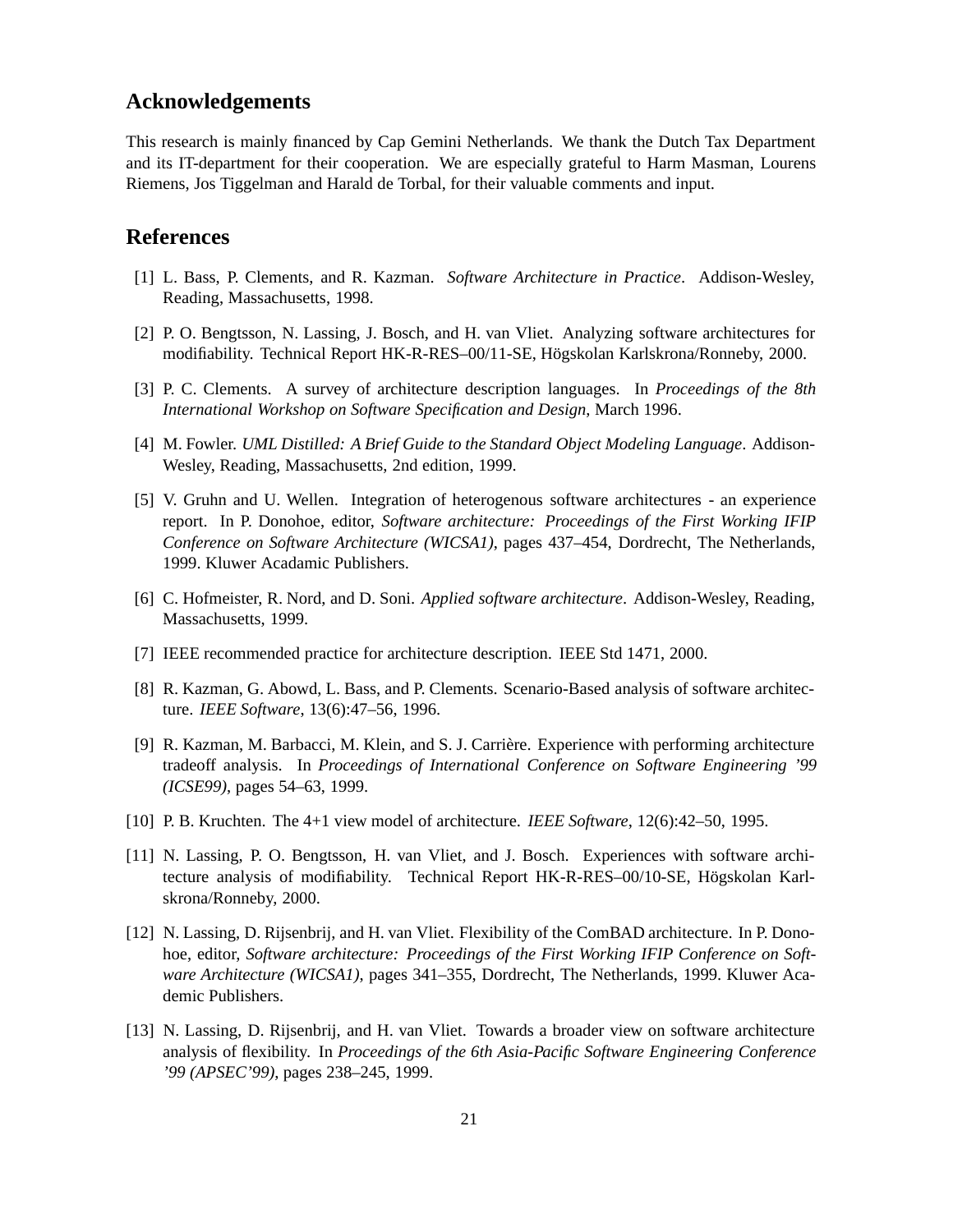## Acknowledgements

This research is mainly financed by Cap Gemini Netherlands. We thank the Dutch Tax Department and its IT-department for their cooperation. We are especially grateful to Harm Masman, Lourens Riemens, Jos Tiggelman and Harald de Torbal, for their valuable comments and input.

## References

[1] L. Bass, P. Clements, and R. Kazman. *Software Architecture in Practice*. Addison-Wesley, Reading, Massachusetts, 1998.

[2] P. O. Bengtsson, N. Lassing, J. Bosch, and H. van Vliet. Analyzing software architectures for modifiability. Technical Report HK-R-RES–00/11-SE, Högskolan Karlskrona/Ronneby, 2000.

[3] P. C. Clements. A survey of architecture description languages. In *Proceedings of the 8th International Workshop on Software Specification and Design*, March 1996.

[4] M. Fowler. *UML Distilled: A Brief Guide to the Standard Object Modeling Language*. Addison-Wesley, Reading, Massachusetts, 2nd edition, 1999.

[5] V. Gruhn and U. Wellen. Integration of heterogenous software architectures - an experience report. In P. Donohoe, editor, *Software architecture: Proceedings of the First Working IFIP Conference on Software Architecture (WICSA1)*, pages 437–454, Dordrecht, The Netherlands, 1999. Kluwer Acadamic Publishers.

[6] C. Hofmeister, R. Nord, and D. Soni. *Applied software architecture*. Addison-Wesley, Reading, Massachusetts, 1999.

[7] IEEE recommended practice for architecture description. IEEE Std 1471, 2000.

[8] R. Kazman, G. Abowd, L. Bass, and P. Clements. Scenario-Based analysis of software architecture. *IEEE Software*, 13(6):47–56, 1996.

[9] R. Kazman, M. Barbacci, M. Klein, and S. J. Carrière. Experience with performing architecture tradeoff analysis. In *Proceedings of International Conference on Software Engineering '99 (ICSE99)*, pages 54–63, 1999.

[10] P. B. Kruchten. The 4+1 view model of architecture. *IEEE Software*, 12(6):42–50, 1995.

[11] N. Lassing, P. O. Bengtsson, H. van Vliet, and J. Bosch. Experiences with software architecture analysis of modifiability. Technical Report HK-R-RES–00/10-SE, Högskolan Karlskrona/Ronneby, 2000.

[12] N. Lassing, D. Rijsenbrij, and H. van Vliet. Flexibility of the ComBAD architecture. In P. Donohoe, editor, *Software architecture: Proceedings of the First Working IFIP Conference on Software Architecture (WICSA1)*, pages 341–355, Dordrecht, The Netherlands, 1999. Kluwer Academic Publishers.

[13] N. Lassing, D. Rijsenbrij, and H. van Vliet. Towards a broader view on software architecture analysis of flexibility. In *Proceedings of the 6th Asia-Pacific Software Engineering Conference '99 (APSEC'99)*, pages 238–245, 1999.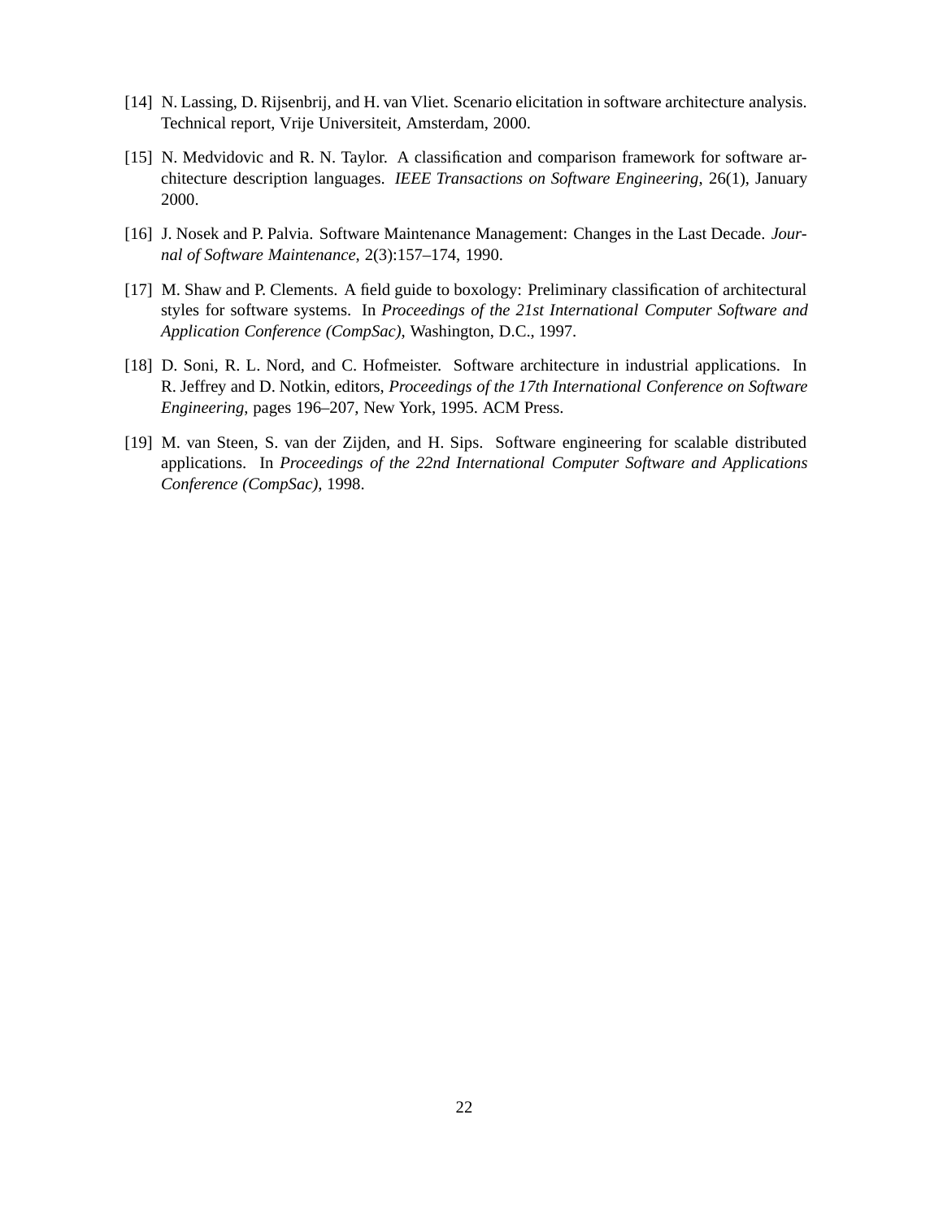[14] N. Lassing, D. Rijsenbrij, and H. van Vliet. Scenario elicitation in software architecture analysis. Technical report, Vrije Universiteit, Amsterdam, 2000.

[15] N. Medvidovic and R. N. Taylor. A classification and comparison framework for software architecture description languages. *IEEE Transactions on Software Engineering*, 26(1), January 2000.

[16] J. Nosek and P. Palvia. Software Maintenance Management: Changes in the Last Decade. *Journal of Software Maintenance*, 2(3):157–174, 1990.

[17] M. Shaw and P. Clements. A field guide to boxology: Preliminary classification of architectural styles for software systems. In *Proceedings of the 21st International Computer Software and Application Conference (CompSac)*, Washington, D.C., 1997.

[18] D. Soni, R. L. Nord, and C. Hofmeister. Software architecture in industrial applications. In R. Jeffrey and D. Notkin, editors, *Proceedings of the 17th International Conference on Software Engineering*, pages 196–207, New York, 1995. ACM Press.

[19] M. van Steen, S. van der Zijden, and H. Sips. Software engineering for scalable distributed applications. In *Proceedings of the 22nd International Computer Software and Applications Conference (CompSac)*, 1998.